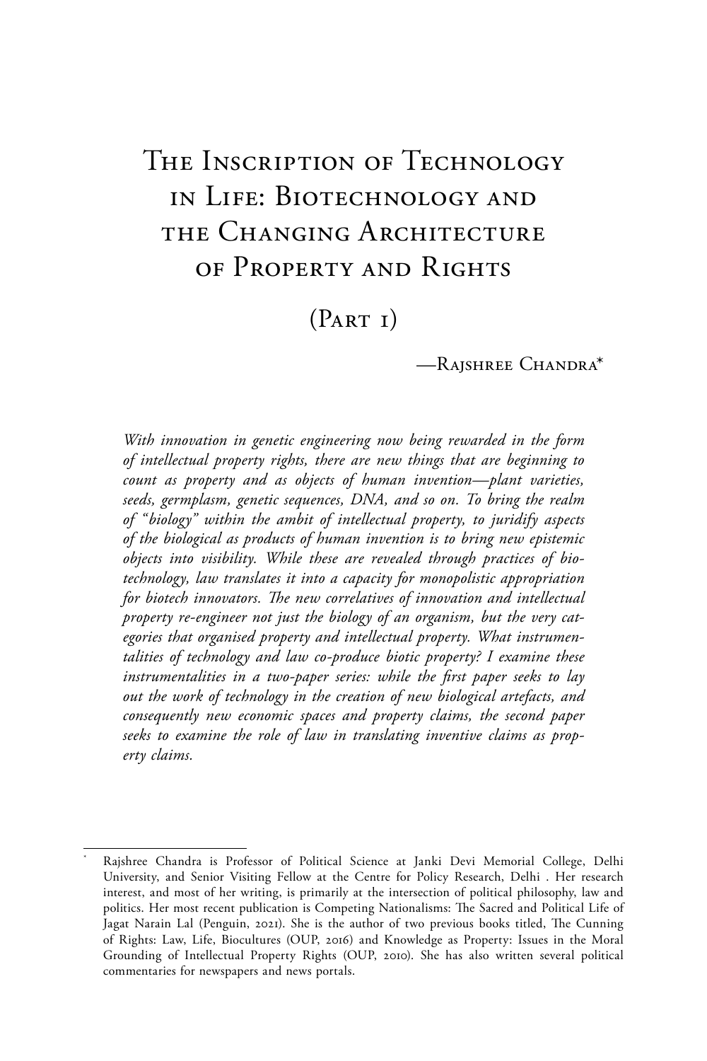# The Inscription of Technology in Life: Biotechnology and the Changing Architecture of Property and Rights

## (Part 1)

—Rajshree Chandra*

*With innovation in genetic engineering now being rewarded in the form of intellectual property rights, there are new things that are beginning to count as property and as objects of human invention—plant varieties, seeds, germplasm, genetic sequences, DNA, and so on. To bring the realm of "biology" within the ambit of intellectual property, to juridify aspects of the biological as products of human invention is to bring new epistemic objects into visibility. While these are revealed through practices of biotechnology, law translates it into a capacity for monopolistic appropriation for biotech innovators. The new correlatives of innovation and intellectual property re-engineer not just the biology of an organism, but the very categories that organised property and intellectual property. What instrumentalities of technology and law co-produce biotic property? I examine these instrumentalities in a two-paper series: while the first paper seeks to lay out the work of technology in the creation of new biological artefacts, and consequently new economic spaces and property claims, the second paper seeks to examine the role of law in translating inventive claims as property claims.*

---

\* Rajshree Chandra is Professor of Political Science at Janki Devi Memorial College, Delhi University, and Senior Visiting Fellow at the Centre for Policy Research, Delhi . Her research interest, and most of her writing, is primarily at the intersection of political philosophy, law and politics. Her most recent publication is Competing Nationalisms: The Sacred and Political Life of Jagat Narain Lal (Penguin, 2021). She is the author of two previous books titled, The Cunning of Rights: Law, Life, Biocultures (OUP, 2016) and Knowledge as Property: Issues in the Moral Grounding of Intellectual Property Rights (OUP, 2010). She has also written several political commentaries for newspapers and news portals.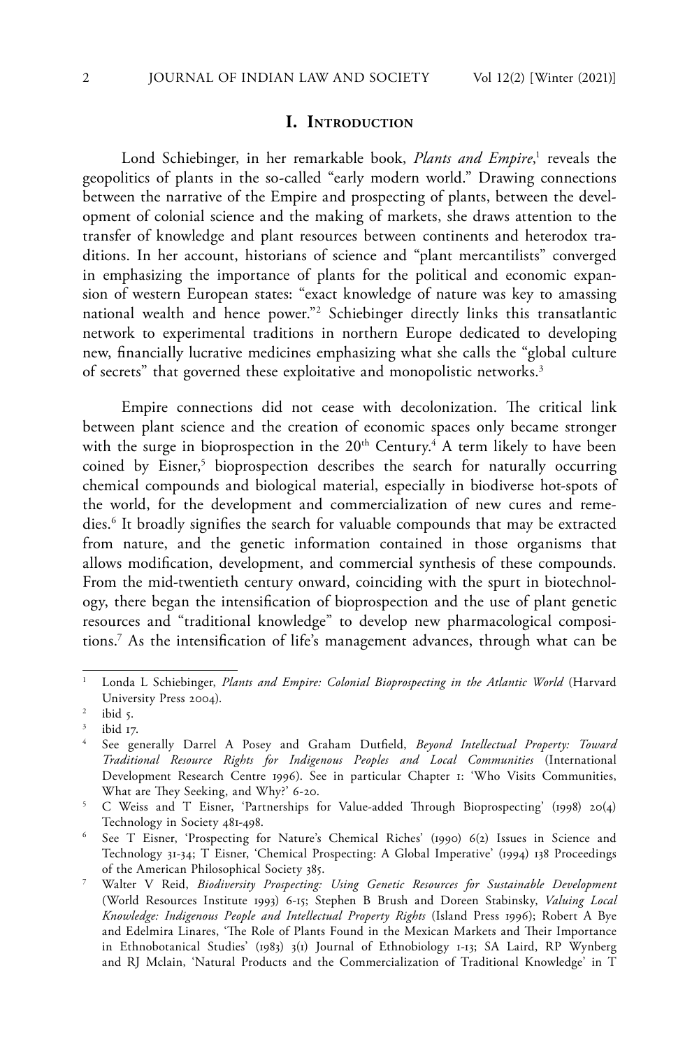## I. Introduction

Lond Schiebinger, in her remarkable book, *Plants and Empire*,[1] reveals the geopolitics of plants in the so-called "early modern world." Drawing connections between the narrative of the Empire and prospecting of plants, between the development of colonial science and the making of markets, she draws attention to the transfer of knowledge and plant resources between continents and heterodox traditions. In her account, historians of science and "plant mercantilists" converged in emphasizing the importance of plants for the political and economic expansion of western European states: "exact knowledge of nature was key to amassing national wealth and hence power."[2] Schiebinger directly links this transatlantic network to experimental traditions in northern Europe dedicated to developing new, financially lucrative medicines emphasizing what she calls the "global culture of secrets" that governed these exploitative and monopolistic networks.[3]

Empire connections did not cease with decolonization. The critical link between plant science and the creation of economic spaces only became stronger with the surge in bioprospection in the 20th Century.[4] A term likely to have been coined by Eisner,[5] bioprospection describes the search for naturally occurring chemical compounds and biological material, especially in biodiverse hot-spots of the world, for the development and commercialization of new cures and remedies.[6] It broadly signifies the search for valuable compounds that may be extracted from nature, and the genetic information contained in those organisms that allows modification, development, and commercial synthesis of these compounds. From the mid-twentieth century onward, coinciding with the spurt in biotechnology, there began the intensification of bioprospection and the use of plant genetic resources and "traditional knowledge" to develop new pharmacological compositions.[7] As the intensification of life's management advances, through what can be

---

[1] Londa L Schiebinger, *Plants and Empire: Colonial Bioprospecting in the Atlantic World* (Harvard University Press 2004).

[2] ibid 5.

[3] ibid 17.

[4] See generally Darrel A Posey and Graham Dutfield, *Beyond Intellectual Property: Toward Traditional Resource Rights for Indigenous Peoples and Local Communities* (International Development Research Centre 1996). See in particular Chapter 1: 'Who Visits Communities, What are They Seeking, and Why?' 6-20.

[5] C Weiss and T Eisner, 'Partnerships for Value-added Through Bioprospecting' (1998) 20(4) Technology in Society 481-498.

[6] See T Eisner, 'Prospecting for Nature's Chemical Riches' (1990) 6(2) Issues in Science and Technology 31-34; T Eisner, 'Chemical Prospecting: A Global Imperative' (1994) 138 Proceedings of the American Philosophical Society 385.

[7] Walter V Reid, *Biodiversity Prospecting: Using Genetic Resources for Sustainable Development* (World Resources Institute 1993) 6-15; Stephen B Brush and Doreen Stabinsky, *Valuing Local Knowledge: Indigenous People and Intellectual Property Rights* (Island Press 1996); Robert A Bye and Edelmira Linares, 'The Role of Plants Found in the Mexican Markets and Their Importance in Ethnobotanical Studies' (1983) 3(1) Journal of Ethnobiology 1-13; SA Laird, RP Wynberg and RJ Mclain, 'Natural Products and the Commercialization of Traditional Knowledge' in T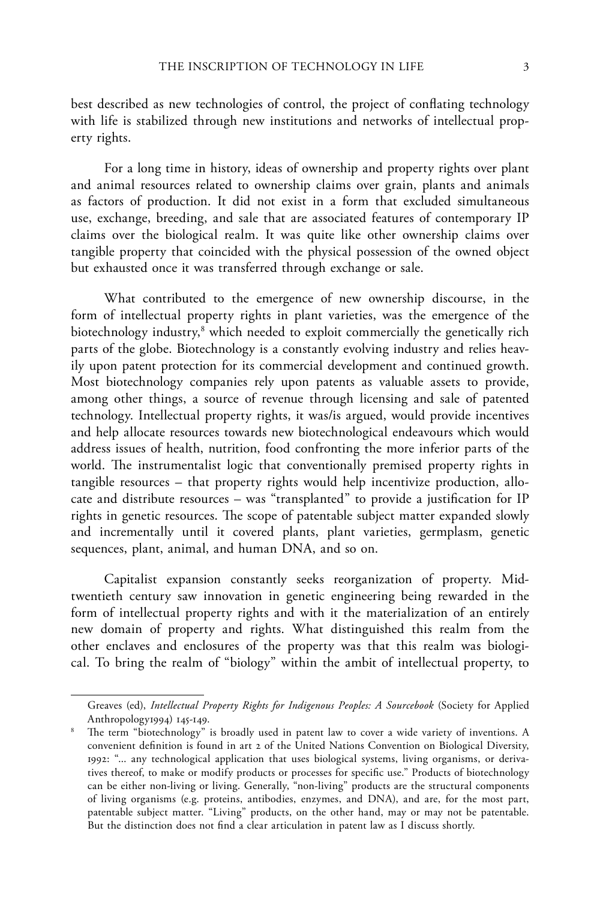best described as new technologies of control, the project of conflating technology with life is stabilized through new institutions and networks of intellectual property rights.

For a long time in history, ideas of ownership and property rights over plant and animal resources related to ownership claims over grain, plants and animals as factors of production. It did not exist in a form that excluded simultaneous use, exchange, breeding, and sale that are associated features of contemporary IP claims over the biological realm. It was quite like other ownership claims over tangible property that coincided with the physical possession of the owned object but exhausted once it was transferred through exchange or sale.

What contributed to the emergence of new ownership discourse, in the form of intellectual property rights in plant varieties, was the emergence of the biotechnology industry,[8] which needed to exploit commercially the genetically rich parts of the globe. Biotechnology is a constantly evolving industry and relies heavily upon patent protection for its commercial development and continued growth. Most biotechnology companies rely upon patents as valuable assets to provide, among other things, a source of revenue through licensing and sale of patented technology. Intellectual property rights, it was/is argued, would provide incentives and help allocate resources towards new biotechnological endeavours which would address issues of health, nutrition, food confronting the more inferior parts of the world. The instrumentalist logic that conventionally premised property rights in tangible resources – that property rights would help incentivize production, allocate and distribute resources – was "transplanted" to provide a justification for IP rights in genetic resources. The scope of patentable subject matter expanded slowly and incrementally until it covered plants, plant varieties, germplasm, genetic sequences, plant, animal, and human DNA, and so on.

Capitalist expansion constantly seeks reorganization of property. Mid-twentieth century saw innovation in genetic engineering being rewarded in the form of intellectual property rights and with it the materialization of an entirely new domain of property and rights. What distinguished this realm from the other enclaves and enclosures of the property was that this realm was biological. To bring the realm of "biology" within the ambit of intellectual property, to

---

Greaves (ed), *Intellectual Property Rights for Indigenous Peoples: A Sourcebook* (Society for Applied Anthropology1994) 145-149.

[8] The term "biotechnology" is broadly used in patent law to cover a wide variety of inventions. A convenient definition is found in art 2 of the United Nations Convention on Biological Diversity, 1992: "… any technological application that uses biological systems, living organisms, or derivatives thereof, to make or modify products or processes for specific use." Products of biotechnology can be either non-living or living. Generally, "non-living" products are the structural components of living organisms (e.g. proteins, antibodies, enzymes, and DNA), and are, for the most part, patentable subject matter. "Living" products, on the other hand, may or may not be patentable. But the distinction does not find a clear articulation in patent law as I discuss shortly.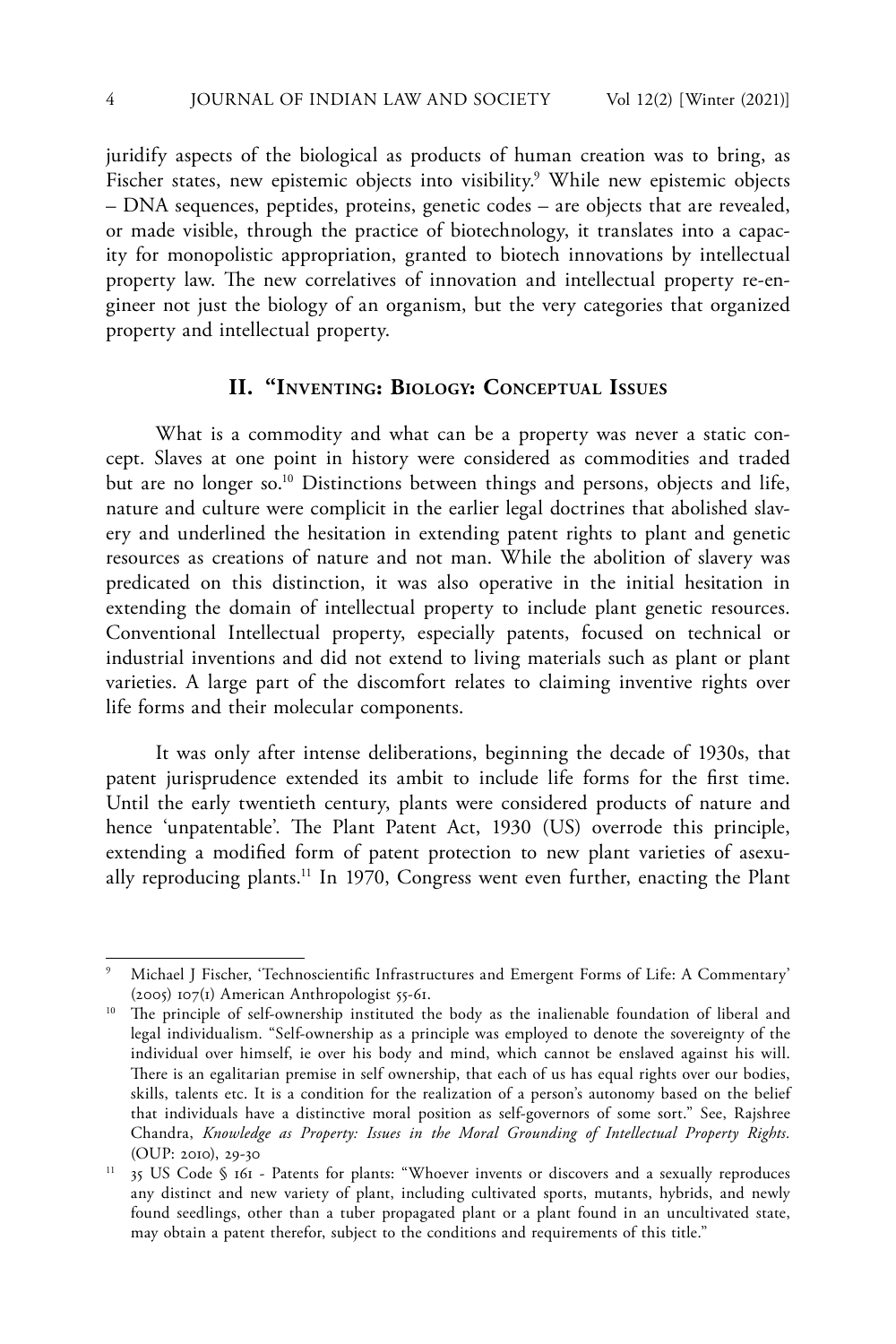juridify aspects of the biological as products of human creation was to bring, as Fischer states, new epistemic objects into visibility.[9] While new epistemic objects – DNA sequences, peptides, proteins, genetic codes – are objects that are revealed, or made visible, through the practice of biotechnology, it translates into a capacity for monopolistic appropriation, granted to biotech innovations by intellectual property law. The new correlatives of innovation and intellectual property re-engineer not just the biology of an organism, but the very categories that organized property and intellectual property.

## II. "Inventing: Biology: Conceptual Issues

What is a commodity and what can be a property was never a static concept. Slaves at one point in history were considered as commodities and traded but are no longer so.[10] Distinctions between things and persons, objects and life, nature and culture were complicit in the earlier legal doctrines that abolished slavery and underlined the hesitation in extending patent rights to plant and genetic resources as creations of nature and not man. While the abolition of slavery was predicated on this distinction, it was also operative in the initial hesitation in extending the domain of intellectual property to include plant genetic resources. Conventional Intellectual property, especially patents, focused on technical or industrial inventions and did not extend to living materials such as plant or plant varieties. A large part of the discomfort relates to claiming inventive rights over life forms and their molecular components.

It was only after intense deliberations, beginning the decade of 1930s, that patent jurisprudence extended its ambit to include life forms for the first time. Until the early twentieth century, plants were considered products of nature and hence 'unpatentable'. The Plant Patent Act, 1930 (US) overrode this principle, extending a modified form of patent protection to new plant varieties of asexually reproducing plants.[11] In 1970, Congress went even further, enacting the Plant

---

[9] Michael J Fischer, 'Technoscientific Infrastructures and Emergent Forms of Life: A Commentary' (2005) 107(1) American Anthropologist 55-61.

[10] The principle of self-ownership instituted the body as the inalienable foundation of liberal and legal individualism. "Self-ownership as a principle was employed to denote the sovereignty of the individual over himself, ie over his body and mind, which cannot be enslaved against his will. There is an egalitarian premise in self ownership, that each of us has equal rights over our bodies, skills, talents etc. It is a condition for the realization of a person's autonomy based on the belief that individuals have a distinctive moral position as self-governors of some sort." See, Rajshree Chandra, *Knowledge as Property: Issues in the Moral Grounding of Intellectual Property Rights.* (OUP: 2010), 29-30

[11] 35 US Code § 161 - Patents for plants: "Whoever invents or discovers and a sexually reproduces any distinct and new variety of plant, including cultivated sports, mutants, hybrids, and newly found seedlings, other than a tuber propagated plant or a plant found in an uncultivated state, may obtain a patent therefor, subject to the conditions and requirements of this title."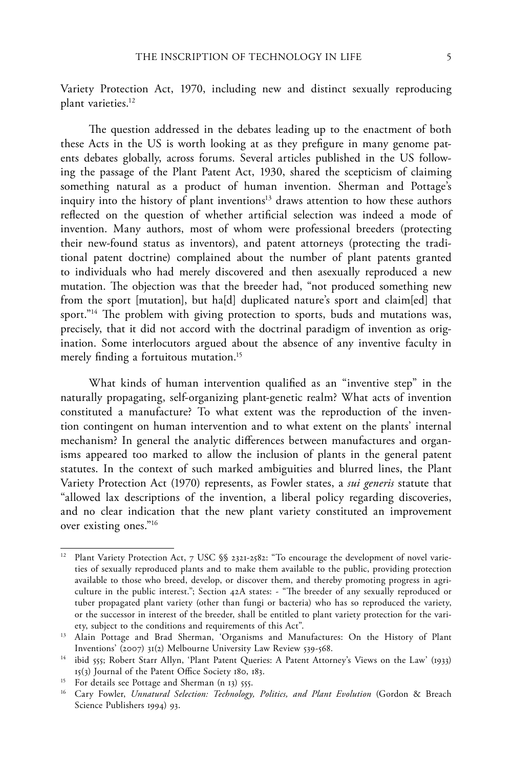Variety Protection Act, 1970, including new and distinct sexually reproducing plant varieties.[12]

The question addressed in the debates leading up to the enactment of both these Acts in the US is worth looking at as they prefigure in many genome patents debates globally, across forums. Several articles published in the US following the passage of the Plant Patent Act, 1930, shared the scepticism of claiming something natural as a product of human invention. Sherman and Pottage's inquiry into the history of plant inventions[13] draws attention to how these authors reflected on the question of whether artificial selection was indeed a mode of invention. Many authors, most of whom were professional breeders (protecting their new-found status as inventors), and patent attorneys (protecting the traditional patent doctrine) complained about the number of plant patents granted to individuals who had merely discovered and then asexually reproduced a new mutation. The objection was that the breeder had, "not produced something new from the sport [mutation], but ha[d] duplicated nature's sport and claim[ed] that sport."[14] The problem with giving protection to sports, buds and mutations was, precisely, that it did not accord with the doctrinal paradigm of invention as origination. Some interlocutors argued about the absence of any inventive faculty in merely finding a fortuitous mutation.[15]

What kinds of human intervention qualified as an "inventive step" in the naturally propagating, self-organizing plant-genetic realm? What acts of invention constituted a manufacture? To what extent was the reproduction of the invention contingent on human intervention and to what extent on the plants' internal mechanism? In general the analytic differences between manufactures and organisms appeared too marked to allow the inclusion of plants in the general patent statutes. In the context of such marked ambiguities and blurred lines, the Plant Variety Protection Act (1970) represents, as Fowler states, a *sui generis* statute that "allowed lax descriptions of the invention, a liberal policy regarding discoveries, and no clear indication that the new plant variety constituted an improvement over existing ones."[16]

---

[12] Plant Variety Protection Act, 7 USC §§ 2321-2582: "To encourage the development of novel varieties of sexually reproduced plants and to make them available to the public, providing protection available to those who breed, develop, or discover them, and thereby promoting progress in agriculture in the public interest."; Section 42A states: - "The breeder of any sexually reproduced or tuber propagated plant variety (other than fungi or bacteria) who has so reproduced the variety, or the successor in interest of the breeder, shall be entitled to plant variety protection for the variety, subject to the conditions and requirements of this Act".

[13] Alain Pottage and Brad Sherman, 'Organisms and Manufactures: On the History of Plant Inventions' (2007) 31(2) Melbourne University Law Review 539-568.

[14] ibid 555; Robert Starr Allyn, 'Plant Patent Queries: A Patent Attorney's Views on the Law' (1933) 15(3) Journal of the Patent Office Society 180, 183.

[15] For details see Pottage and Sherman (n 13) 555.

[16] Cary Fowler, *Unnatural Selection: Technology, Politics, and Plant Evolution* (Gordon & Breach Science Publishers 1994) 93.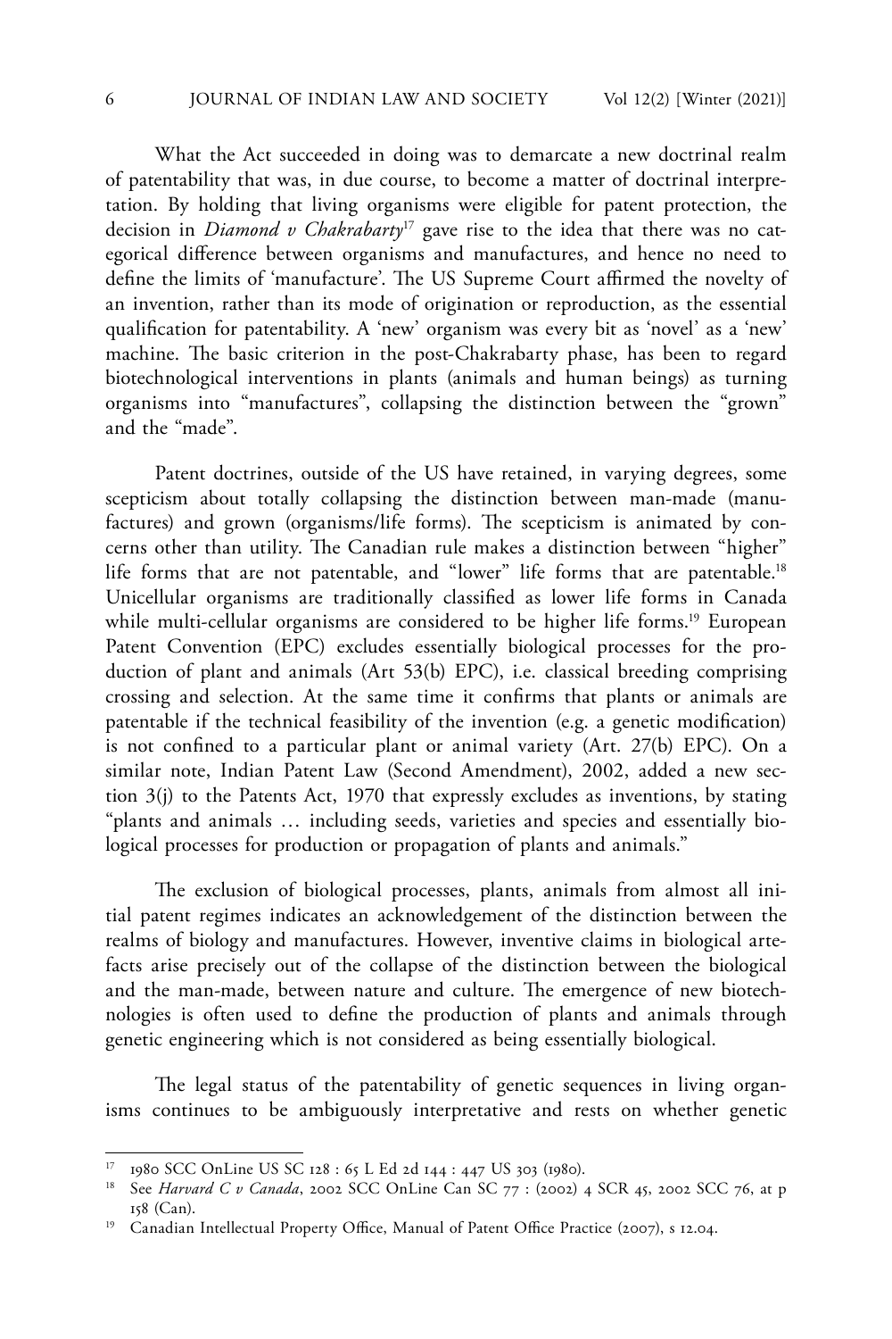What the Act succeeded in doing was to demarcate a new doctrinal realm of patentability that was, in due course, to become a matter of doctrinal interpretation. By holding that living organisms were eligible for patent protection, the decision in *Diamond v Chakrabarty*[17] gave rise to the idea that there was no categorical difference between organisms and manufactures, and hence no need to define the limits of 'manufacture'. The US Supreme Court affirmed the novelty of an invention, rather than its mode of origination or reproduction, as the essential qualification for patentability. A 'new' organism was every bit as 'novel' as a 'new' machine. The basic criterion in the post-Chakrabarty phase, has been to regard biotechnological interventions in plants (animals and human beings) as turning organisms into "manufactures", collapsing the distinction between the "grown" and the "made".

Patent doctrines, outside of the US have retained, in varying degrees, some scepticism about totally collapsing the distinction between man-made (manufactures) and grown (organisms/life forms). The scepticism is animated by concerns other than utility. The Canadian rule makes a distinction between "higher" life forms that are not patentable, and "lower" life forms that are patentable.[18] Unicellular organisms are traditionally classified as lower life forms in Canada while multi-cellular organisms are considered to be higher life forms.[19] European Patent Convention (EPC) excludes essentially biological processes for the production of plant and animals (Art 53(b) EPC), i.e. classical breeding comprising crossing and selection. At the same time it confirms that plants or animals are patentable if the technical feasibility of the invention (e.g. a genetic modification) is not confined to a particular plant or animal variety (Art. 27(b) EPC). On a similar note, Indian Patent Law (Second Amendment), 2002, added a new section 3(j) to the Patents Act, 1970 that expressly excludes as inventions, by stating "plants and animals … including seeds, varieties and species and essentially biological processes for production or propagation of plants and animals."

The exclusion of biological processes, plants, animals from almost all initial patent regimes indicates an acknowledgement of the distinction between the realms of biology and manufactures. However, inventive claims in biological artefacts arise precisely out of the collapse of the distinction between the biological and the man-made, between nature and culture. The emergence of new biotechnologies is often used to define the production of plants and animals through genetic engineering which is not considered as being essentially biological.

The legal status of the patentability of genetic sequences in living organisms continues to be ambiguously interpretative and rests on whether genetic

---

[17] 1980 SCC OnLine US SC 128 : 65 L Ed 2d 144 : 447 US 303 (1980).

[18] See *Harvard C v Canada*, 2002 SCC OnLine Can SC 77 : (2002) 4 SCR 45, 2002 SCC 76, at p 158 (Can).

[19] Canadian Intellectual Property Office, Manual of Patent Office Practice (2007), s 12.04.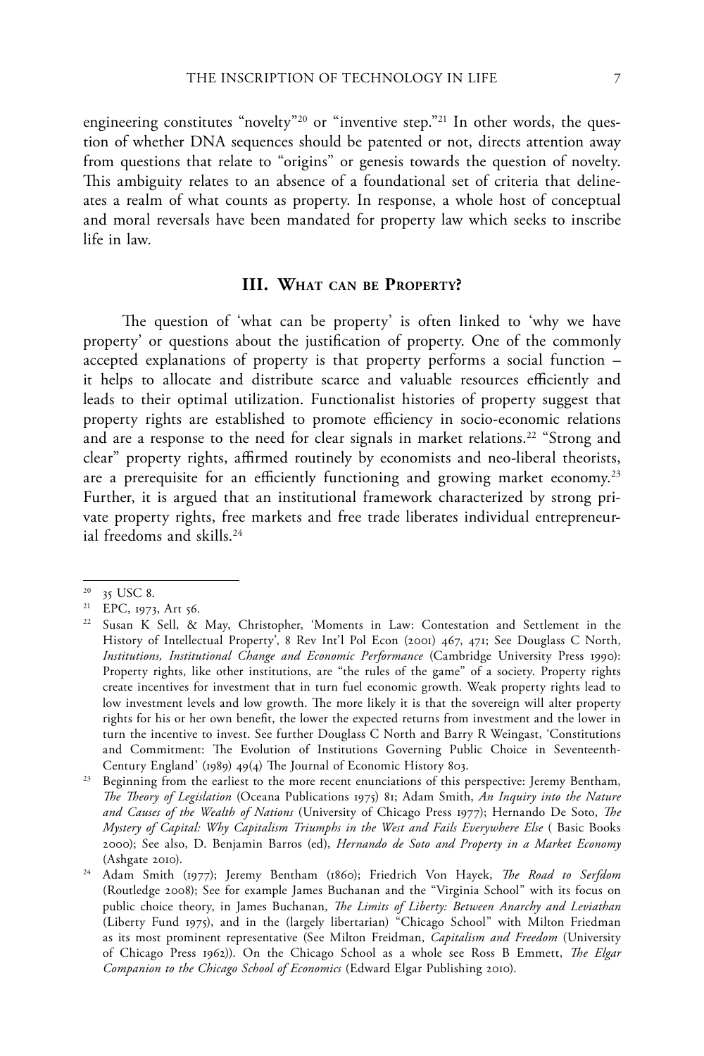engineering constitutes "novelty"[20] or "inventive step."[21] In other words, the question of whether DNA sequences should be patented or not, directs attention away from questions that relate to "origins" or genesis towards the question of novelty. This ambiguity relates to an absence of a foundational set of criteria that delineates a realm of what counts as property. In response, a whole host of conceptual and moral reversals have been mandated for property law which seeks to inscribe life in law.

## III. What can be Property?

The question of 'what can be property' is often linked to 'why we have property' or questions about the justification of property. One of the commonly accepted explanations of property is that property performs a social function – it helps to allocate and distribute scarce and valuable resources efficiently and leads to their optimal utilization. Functionalist histories of property suggest that property rights are established to promote efficiency in socio-economic relations and are a response to the need for clear signals in market relations.[22] "Strong and clear" property rights, affirmed routinely by economists and neo-liberal theorists, are a prerequisite for an efficiently functioning and growing market economy.[23] Further, it is argued that an institutional framework characterized by strong private property rights, free markets and free trade liberates individual entrepreneurial freedoms and skills.[24]

---

[20] 35 USC 8.

[21] EPC, 1973, Art 56.

[22] Susan K Sell, & May, Christopher, 'Moments in Law: Contestation and Settlement in the History of Intellectual Property', 8 Rev Int'l Pol Econ (2001) 467, 471; See Douglass C North, *Institutions, Institutional Change and Economic Performance* (Cambridge University Press 1990): Property rights, like other institutions, are "the rules of the game" of a society. Property rights create incentives for investment that in turn fuel economic growth. Weak property rights lead to low investment levels and low growth. The more likely it is that the sovereign will alter property rights for his or her own benefit, the lower the expected returns from investment and the lower in turn the incentive to invest. See further Douglass C North and Barry R Weingast, 'Constitutions and Commitment: The Evolution of Institutions Governing Public Choice in Seventeenth-Century England' (1989) 49(4) The Journal of Economic History 803.

[23] Beginning from the earliest to the more recent enunciations of this perspective: Jeremy Bentham, *The Theory of Legislation* (Oceana Publications 1975) 81; Adam Smith, *An Inquiry into the Nature and Causes of the Wealth of Nations* (University of Chicago Press 1977); Hernando De Soto, *The Mystery of Capital: Why Capitalism Triumphs in the West and Fails Everywhere Else* ( Basic Books 2000); See also, D. Benjamin Barros (ed), *Hernando de Soto and Property in a Market Economy* (Ashgate 2010).

[24] Adam Smith (1977); Jeremy Bentham (1860); Friedrich Von Hayek, *The Road to Serfdom* (Routledge 2008); See for example James Buchanan and the "Virginia School" with its focus on public choice theory, in James Buchanan, *The Limits of Liberty: Between Anarchy and Leviathan* (Liberty Fund 1975), and in the (largely libertarian) "Chicago School" with Milton Friedman as its most prominent representative (See Milton Freidman, *Capitalism and Freedom* (University of Chicago Press 1962)). On the Chicago School as a whole see Ross B Emmett, *The Elgar Companion to the Chicago School of Economics* (Edward Elgar Publishing 2010).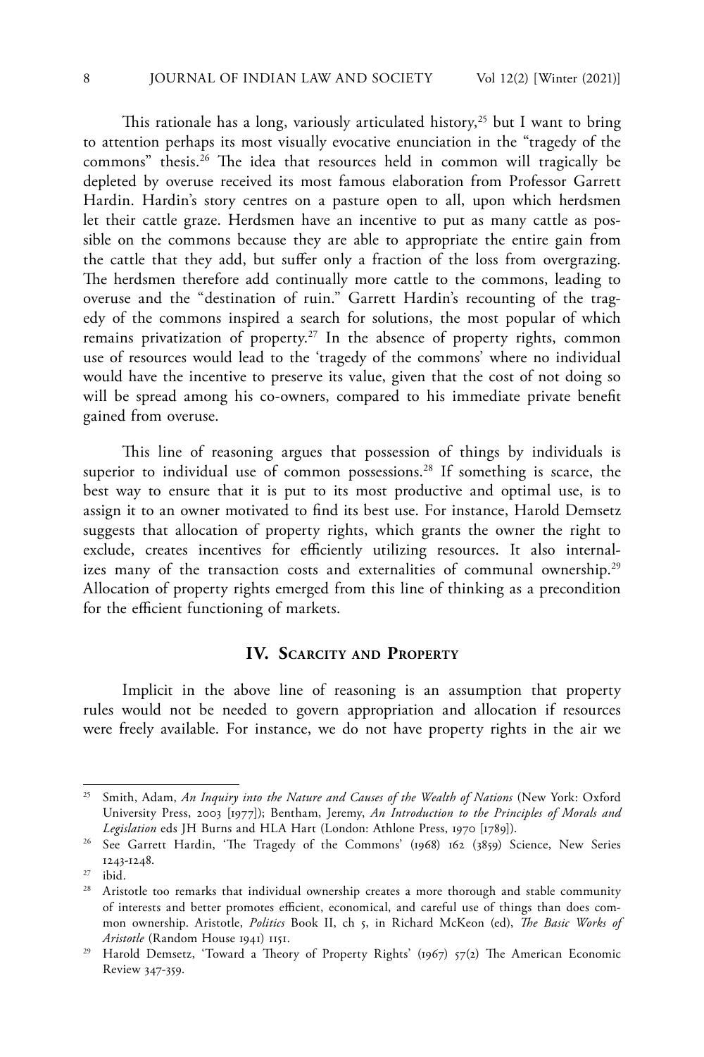This rationale has a long, variously articulated history,[25] but I want to bring to attention perhaps its most visually evocative enunciation in the "tragedy of the commons" thesis.[26] The idea that resources held in common will tragically be depleted by overuse received its most famous elaboration from Professor Garrett Hardin. Hardin's story centres on a pasture open to all, upon which herdsmen let their cattle graze. Herdsmen have an incentive to put as many cattle as possible on the commons because they are able to appropriate the entire gain from the cattle that they add, but suffer only a fraction of the loss from overgrazing. The herdsmen therefore add continually more cattle to the commons, leading to overuse and the "destination of ruin." Garrett Hardin's recounting of the tragedy of the commons inspired a search for solutions, the most popular of which remains privatization of property.[27] In the absence of property rights, common use of resources would lead to the 'tragedy of the commons' where no individual would have the incentive to preserve its value, given that the cost of not doing so will be spread among his co-owners, compared to his immediate private benefit gained from overuse.

This line of reasoning argues that possession of things by individuals is superior to individual use of common possessions.[28] If something is scarce, the best way to ensure that it is put to its most productive and optimal use, is to assign it to an owner motivated to find its best use. For instance, Harold Demsetz suggests that allocation of property rights, which grants the owner the right to exclude, creates incentives for efficiently utilizing resources. It also internalizes many of the transaction costs and externalities of communal ownership.[29] Allocation of property rights emerged from this line of thinking as a precondition for the efficient functioning of markets.

## IV. Scarcity and Property

Implicit in the above line of reasoning is an assumption that property rules would not be needed to govern appropriation and allocation if resources were freely available. For instance, we do not have property rights in the air we

---

[25] Smith, Adam, *An Inquiry into the Nature and Causes of the Wealth of Nations* (New York: Oxford University Press, 2003 [1977]); Bentham, Jeremy, *An Introduction to the Principles of Morals and Legislation* eds JH Burns and HLA Hart (London: Athlone Press, 1970 [1789]).

[26] See Garrett Hardin, 'The Tragedy of the Commons' (1968) 162 (3859) Science, New Series 1243-1248.

[27] ibid.

[28] Aristotle too remarks that individual ownership creates a more thorough and stable community of interests and better promotes efficient, economical, and careful use of things than does common ownership. Aristotle, *Politics* Book II, ch 5, in Richard McKeon (ed), *The Basic Works of Aristotle* (Random House 1941) 1151.

[29] Harold Demsetz, 'Toward a Theory of Property Rights' (1967) 57(2) The American Economic Review 347-359.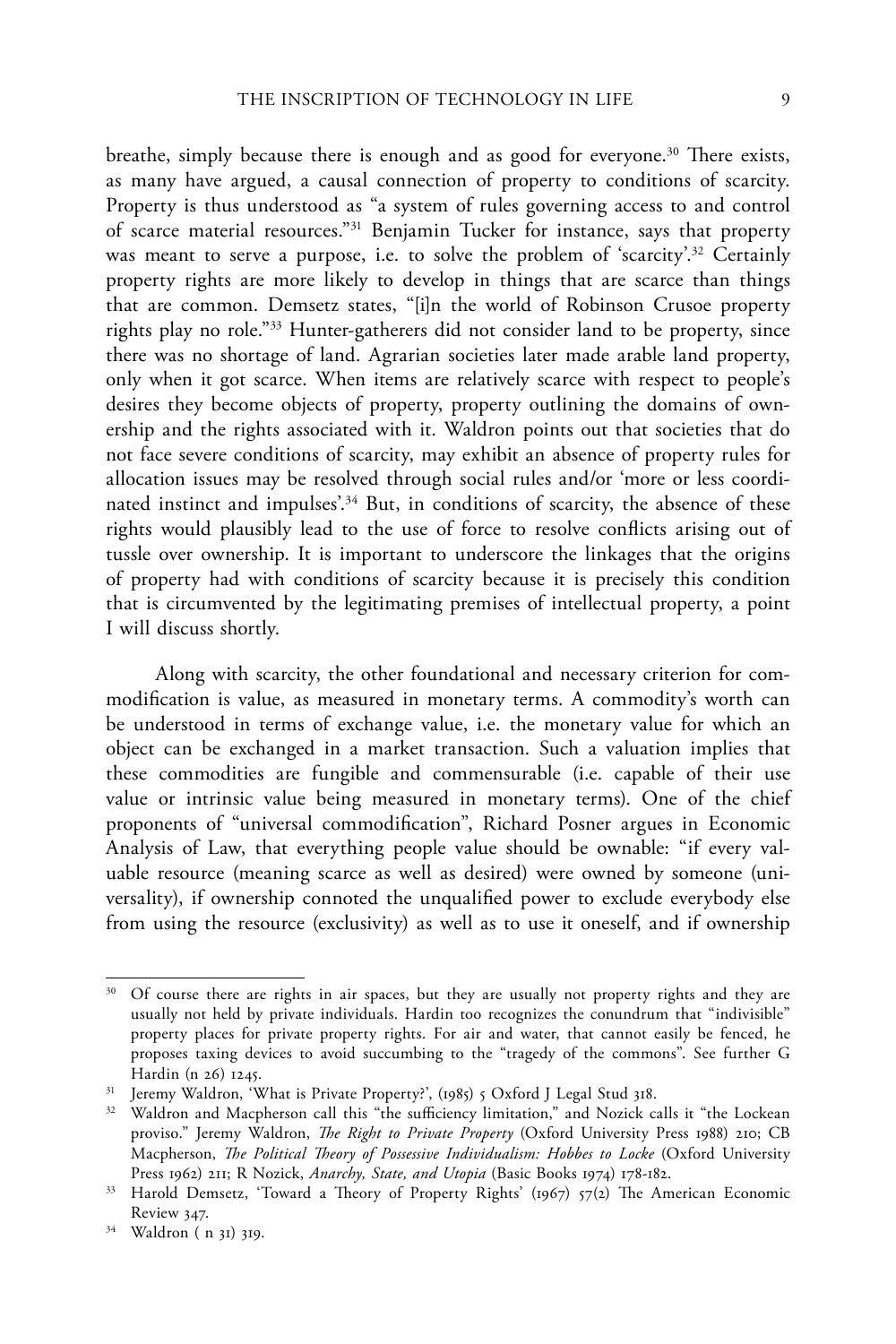breathe, simply because there is enough and as good for everyone.[30] There exists, as many have argued, a causal connection of property to conditions of scarcity. Property is thus understood as "a system of rules governing access to and control of scarce material resources."[31] Benjamin Tucker for instance, says that property was meant to serve a purpose, i.e. to solve the problem of 'scarcity'.[32] Certainly property rights are more likely to develop in things that are scarce than things that are common. Demsetz states, "[i]n the world of Robinson Crusoe property rights play no role."[33] Hunter-gatherers did not consider land to be property, since there was no shortage of land. Agrarian societies later made arable land property, only when it got scarce. When items are relatively scarce with respect to people's desires they become objects of property, property outlining the domains of ownership and the rights associated with it. Waldron points out that societies that do not face severe conditions of scarcity, may exhibit an absence of property rules for allocation issues may be resolved through social rules and/or 'more or less coordinated instinct and impulses'.[34] But, in conditions of scarcity, the absence of these rights would plausibly lead to the use of force to resolve conflicts arising out of tussle over ownership. It is important to underscore the linkages that the origins of property had with conditions of scarcity because it is precisely this condition that is circumvented by the legitimating premises of intellectual property, a point I will discuss shortly.

Along with scarcity, the other foundational and necessary criterion for commodification is value, as measured in monetary terms. A commodity's worth can be understood in terms of exchange value, i.e. the monetary value for which an object can be exchanged in a market transaction. Such a valuation implies that these commodities are fungible and commensurable (i.e. capable of their use value or intrinsic value being measured in monetary terms). One of the chief proponents of "universal commodification", Richard Posner argues in Economic Analysis of Law, that everything people value should be ownable: "if every valuable resource (meaning scarce as well as desired) were owned by someone (universality), if ownership connoted the unqualified power to exclude everybody else from using the resource (exclusivity) as well as to use it oneself, and if ownership

---

[30] Of course there are rights in air spaces, but they are usually not property rights and they are usually not held by private individuals. Hardin too recognizes the conundrum that "indivisible" property places for private property rights. For air and water, that cannot easily be fenced, he proposes taxing devices to avoid succumbing to the "tragedy of the commons". See further G Hardin (n 26) 1245.

[31] Jeremy Waldron, 'What is Private Property?', (1985) 5 Oxford J Legal Stud 318.

[32] Waldron and Macpherson call this "the sufficiency limitation," and Nozick calls it "the Lockean proviso." Jeremy Waldron, *The Right to Private Property* (Oxford University Press 1988) 210; CB Macpherson, *The Political Theory of Possessive Individualism: Hobbes to Locke* (Oxford University Press 1962) 211; R Nozick, *Anarchy, State, and Utopia* (Basic Books 1974) 178-182.

[33] Harold Demsetz, 'Toward a Theory of Property Rights' (1967) 57(2) The American Economic Review 347.

[34] Waldron ( n 31) 319.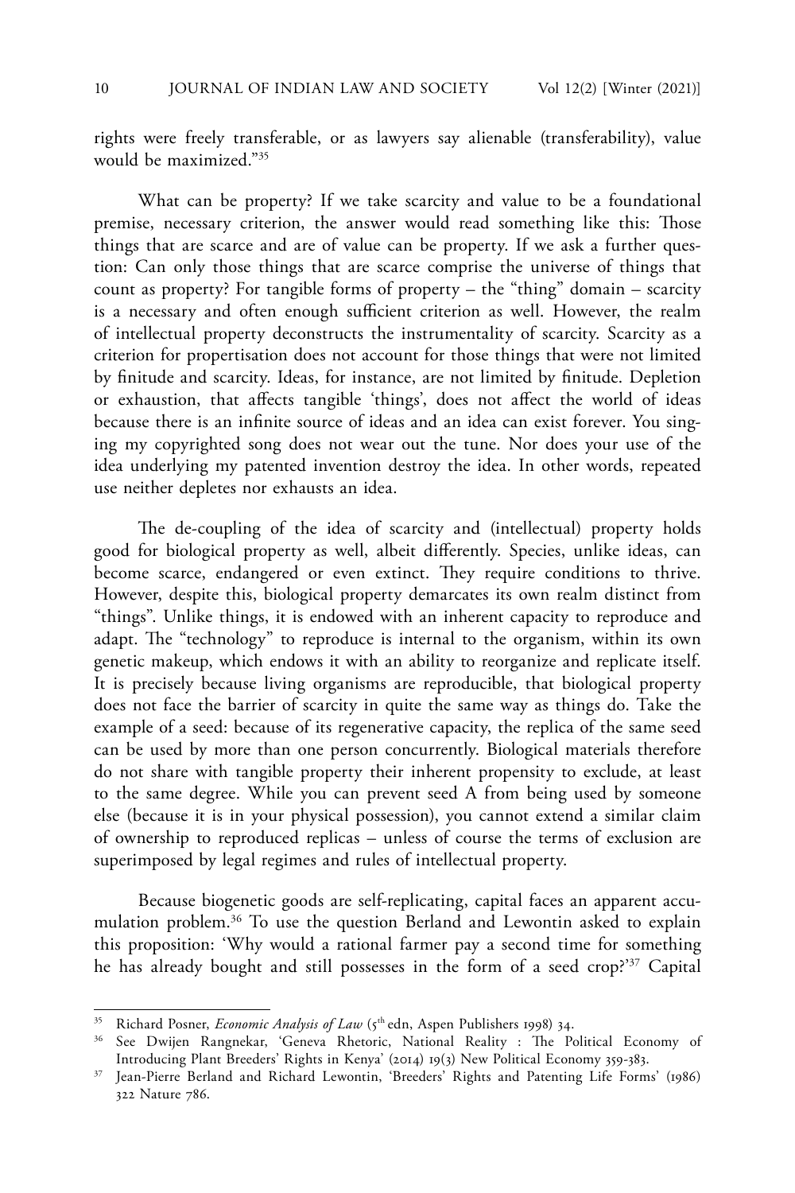rights were freely transferable, or as lawyers say alienable (transferability), value would be maximized."[35]

What can be property? If we take scarcity and value to be a foundational premise, necessary criterion, the answer would read something like this: Those things that are scarce and are of value can be property. If we ask a further question: Can only those things that are scarce comprise the universe of things that count as property? For tangible forms of property – the "thing" domain – scarcity is a necessary and often enough sufficient criterion as well. However, the realm of intellectual property deconstructs the instrumentality of scarcity. Scarcity as a criterion for propertisation does not account for those things that were not limited by finitude and scarcity. Ideas, for instance, are not limited by finitude. Depletion or exhaustion, that affects tangible 'things', does not affect the world of ideas because there is an infinite source of ideas and an idea can exist forever. You singing my copyrighted song does not wear out the tune. Nor does your use of the idea underlying my patented invention destroy the idea. In other words, repeated use neither depletes nor exhausts an idea.

The de-coupling of the idea of scarcity and (intellectual) property holds good for biological property as well, albeit differently. Species, unlike ideas, can become scarce, endangered or even extinct. They require conditions to thrive. However, despite this, biological property demarcates its own realm distinct from "things". Unlike things, it is endowed with an inherent capacity to reproduce and adapt. The "technology" to reproduce is internal to the organism, within its own genetic makeup, which endows it with an ability to reorganize and replicate itself. It is precisely because living organisms are reproducible, that biological property does not face the barrier of scarcity in quite the same way as things do. Take the example of a seed: because of its regenerative capacity, the replica of the same seed can be used by more than one person concurrently. Biological materials therefore do not share with tangible property their inherent propensity to exclude, at least to the same degree. While you can prevent seed A from being used by someone else (because it is in your physical possession), you cannot extend a similar claim of ownership to reproduced replicas – unless of course the terms of exclusion are superimposed by legal regimes and rules of intellectual property.

Because biogenetic goods are self-replicating, capital faces an apparent accumulation problem.[36] To use the question Berland and Lewontin asked to explain this proposition: 'Why would a rational farmer pay a second time for something he has already bought and still possesses in the form of a seed crop?'[37] Capital

---

[35] Richard Posner, *Economic Analysis of Law* (5th edn, Aspen Publishers 1998) 34.

[36] See Dwijen Rangnekar, 'Geneva Rhetoric, National Reality : The Political Economy of Introducing Plant Breeders' Rights in Kenya' (2014) 19(3) New Political Economy 359-383.

[37] Jean-Pierre Berland and Richard Lewontin, 'Breeders' Rights and Patenting Life Forms' (1986) 322 Nature 786.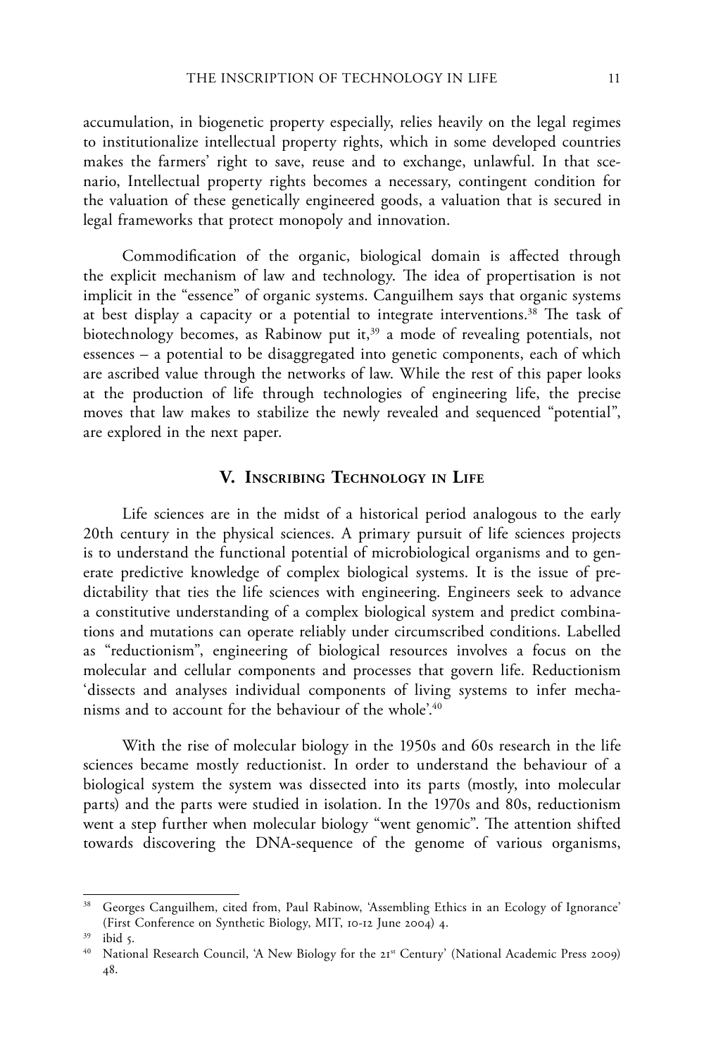accumulation, in biogenetic property especially, relies heavily on the legal regimes to institutionalize intellectual property rights, which in some developed countries makes the farmers' right to save, reuse and to exchange, unlawful. In that scenario, Intellectual property rights becomes a necessary, contingent condition for the valuation of these genetically engineered goods, a valuation that is secured in legal frameworks that protect monopoly and innovation.

Commodification of the organic, biological domain is affected through the explicit mechanism of law and technology. The idea of propertisation is not implicit in the "essence" of organic systems. Canguilhem says that organic systems at best display a capacity or a potential to integrate interventions.[38] The task of biotechnology becomes, as Rabinow put it,[39] a mode of revealing potentials, not essences – a potential to be disaggregated into genetic components, each of which are ascribed value through the networks of law. While the rest of this paper looks at the production of life through technologies of engineering life, the precise moves that law makes to stabilize the newly revealed and sequenced "potential", are explored in the next paper.

## V. Inscribing Technology in Life

Life sciences are in the midst of a historical period analogous to the early 20th century in the physical sciences. A primary pursuit of life sciences projects is to understand the functional potential of microbiological organisms and to generate predictive knowledge of complex biological systems. It is the issue of predictability that ties the life sciences with engineering. Engineers seek to advance a constitutive understanding of a complex biological system and predict combinations and mutations can operate reliably under circumscribed conditions. Labelled as "reductionism", engineering of biological resources involves a focus on the molecular and cellular components and processes that govern life. Reductionism 'dissects and analyses individual components of living systems to infer mechanisms and to account for the behaviour of the whole'.[40]

With the rise of molecular biology in the 1950s and 60s research in the life sciences became mostly reductionist. In order to understand the behaviour of a biological system the system was dissected into its parts (mostly, into molecular parts) and the parts were studied in isolation. In the 1970s and 80s, reductionism went a step further when molecular biology "went genomic". The attention shifted towards discovering the DNA-sequence of the genome of various organisms,

---

[38] Georges Canguilhem, cited from, Paul Rabinow, 'Assembling Ethics in an Ecology of Ignorance' (First Conference on Synthetic Biology, MIT, 10-12 June 2004) 4.

[39] ibid 5.

[40] National Research Council, 'A New Biology for the 21st Century' (National Academic Press 2009) 48.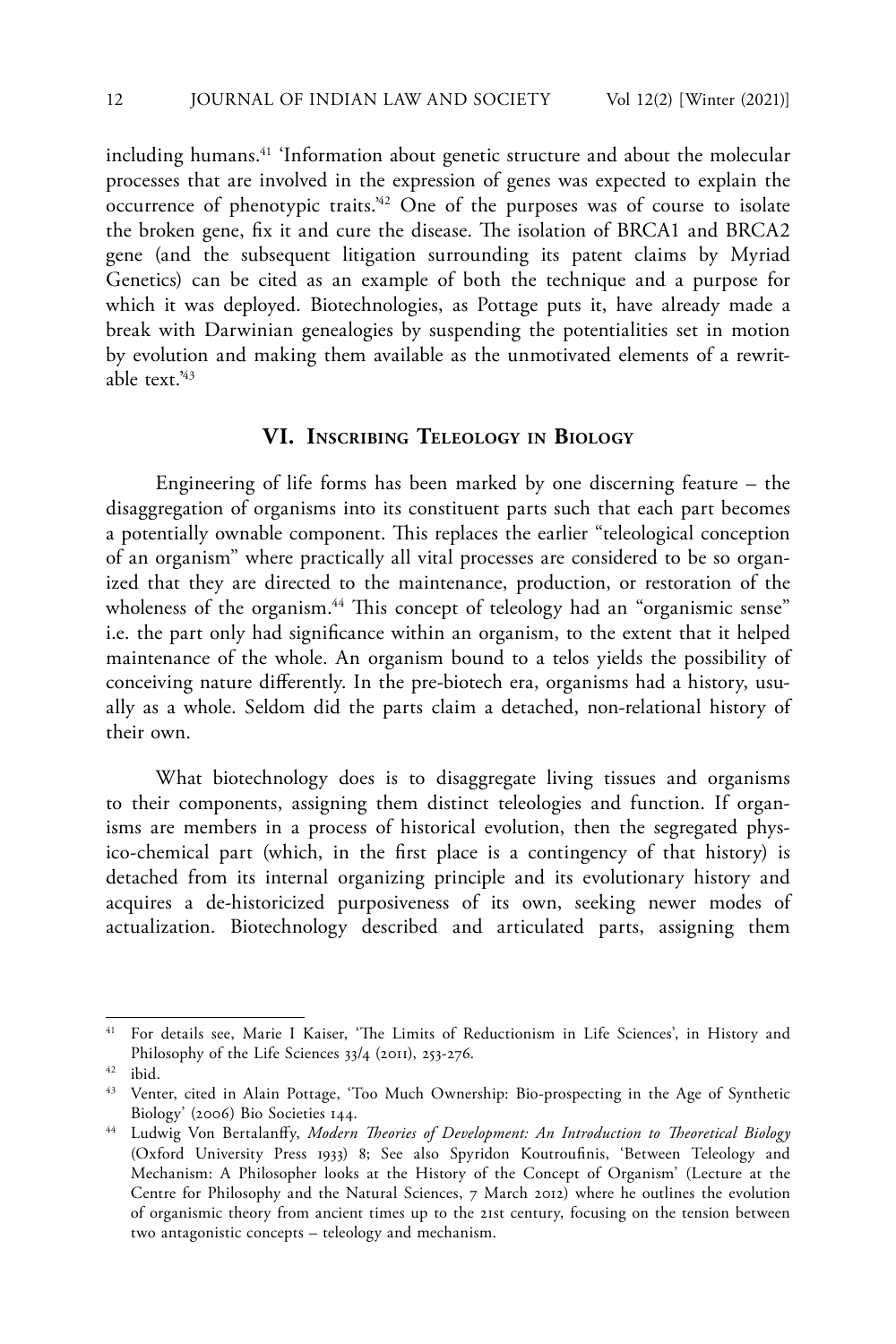including humans.[41] 'Information about genetic structure and about the molecular processes that are involved in the expression of genes was expected to explain the occurrence of phenotypic traits.'[42] One of the purposes was of course to isolate the broken gene, fix it and cure the disease. The isolation of BRCA1 and BRCA2 gene (and the subsequent litigation surrounding its patent claims by Myriad Genetics) can be cited as an example of both the technique and a purpose for which it was deployed. Biotechnologies, as Pottage puts it, have already made a break with Darwinian genealogies by suspending the potentialities set in motion by evolution and making them available as the unmotivated elements of a rewritable text.'[43]

## VI. Inscribing Teleology in Biology

Engineering of life forms has been marked by one discerning feature – the disaggregation of organisms into its constituent parts such that each part becomes a potentially ownable component. This replaces the earlier "teleological conception of an organism" where practically all vital processes are considered to be so organized that they are directed to the maintenance, production, or restoration of the wholeness of the organism.[44] This concept of teleology had an "organismic sense" i.e. the part only had significance within an organism, to the extent that it helped maintenance of the whole. An organism bound to a telos yields the possibility of conceiving nature differently. In the pre-biotech era, organisms had a history, usually as a whole. Seldom did the parts claim a detached, non-relational history of their own.

What biotechnology does is to disaggregate living tissues and organisms to their components, assigning them distinct teleologies and function. If organisms are members in a process of historical evolution, then the segregated physico-chemical part (which, in the first place is a contingency of that history) is detached from its internal organizing principle and its evolutionary history and acquires a de-historicized purposiveness of its own, seeking newer modes of actualization. Biotechnology described and articulated parts, assigning them

---

[41] For details see, Marie I Kaiser, 'The Limits of Reductionism in Life Sciences', in History and Philosophy of the Life Sciences 33/4 (2011), 253-276.

[42] ibid.

[43] Venter, cited in Alain Pottage, 'Too Much Ownership: Bio-prospecting in the Age of Synthetic Biology' (2006) Bio Societies 144.

[44] Ludwig Von Bertalanffy, *Modern Theories of Development: An Introduction to Theoretical Biology* (Oxford University Press 1933) 8; See also Spyridon Koutroufinis, 'Between Teleology and Mechanism: A Philosopher looks at the History of the Concept of Organism' (Lecture at the Centre for Philosophy and the Natural Sciences, 7 March 2012) where he outlines the evolution of organismic theory from ancient times up to the 21st century, focusing on the tension between two antagonistic concepts – teleology and mechanism.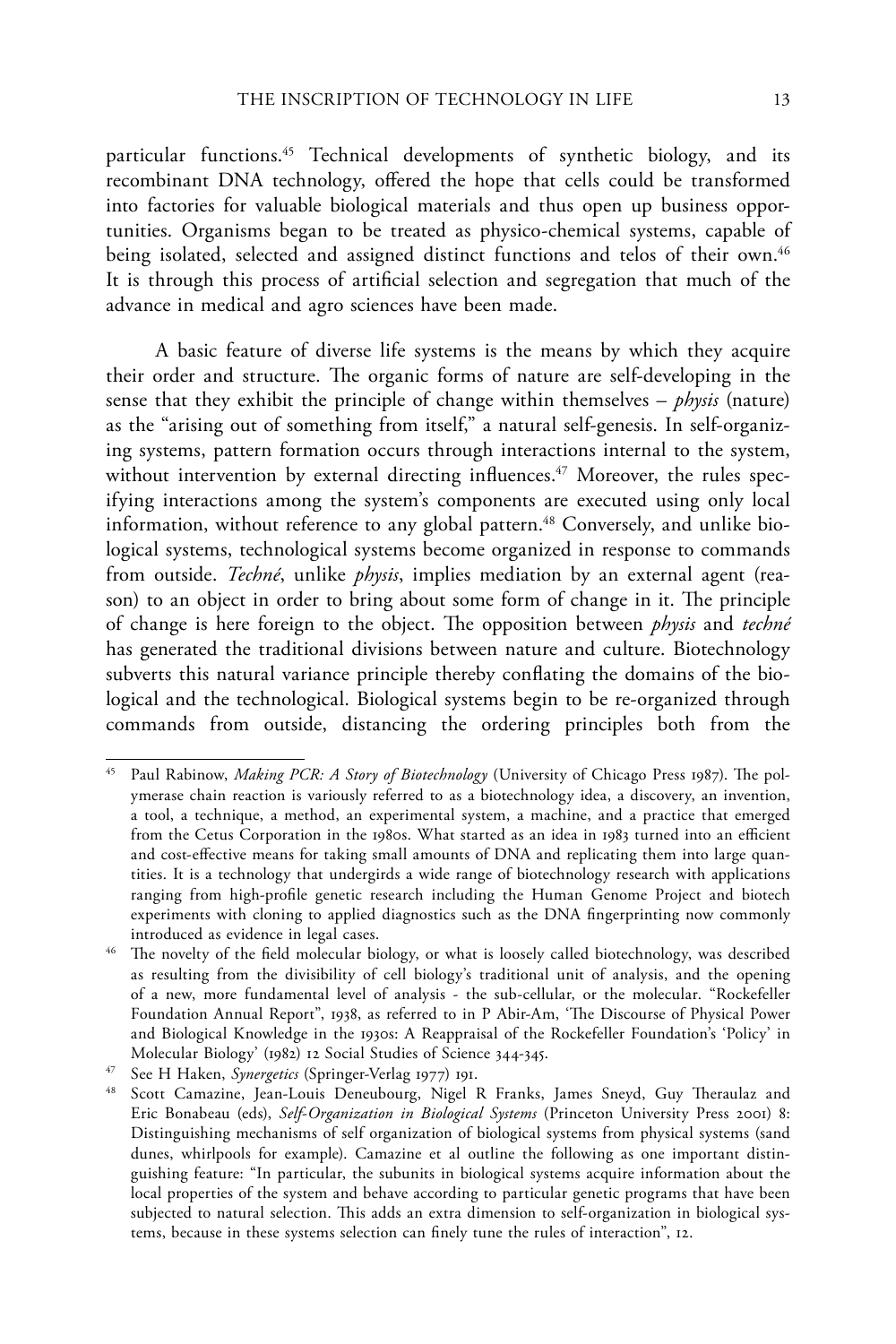particular functions.[45] Technical developments of synthetic biology, and its recombinant DNA technology, offered the hope that cells could be transformed into factories for valuable biological materials and thus open up business opportunities. Organisms began to be treated as physico-chemical systems, capable of being isolated, selected and assigned distinct functions and telos of their own.[46] It is through this process of artificial selection and segregation that much of the advance in medical and agro sciences have been made.

A basic feature of diverse life systems is the means by which they acquire their order and structure. The organic forms of nature are self-developing in the sense that they exhibit the principle of change within themselves – *physis* (nature) as the "arising out of something from itself," a natural self-genesis. In self-organizing systems, pattern formation occurs through interactions internal to the system, without intervention by external directing influences.[47] Moreover, the rules specifying interactions among the system's components are executed using only local information, without reference to any global pattern.[48] Conversely, and unlike biological systems, technological systems become organized in response to commands from outside. *Techné*, unlike *physis*, implies mediation by an external agent (reason) to an object in order to bring about some form of change in it. The principle of change is here foreign to the object. The opposition between *physis* and *techné* has generated the traditional divisions between nature and culture. Biotechnology subverts this natural variance principle thereby conflating the domains of the biological and the technological. Biological systems begin to be re-organized through commands from outside, distancing the ordering principles both from the

---

[45] Paul Rabinow, *Making PCR: A Story of Biotechnology* (University of Chicago Press 1987). The polymerase chain reaction is variously referred to as a biotechnology idea, a discovery, an invention, a tool, a technique, a method, an experimental system, a machine, and a practice that emerged from the Cetus Corporation in the 1980s. What started as an idea in 1983 turned into an efficient and cost-effective means for taking small amounts of DNA and replicating them into large quantities. It is a technology that undergirds a wide range of biotechnology research with applications ranging from high-profile genetic research including the Human Genome Project and biotech experiments with cloning to applied diagnostics such as the DNA fingerprinting now commonly introduced as evidence in legal cases.

[46] The novelty of the field molecular biology, or what is loosely called biotechnology, was described as resulting from the divisibility of cell biology's traditional unit of analysis, and the opening of a new, more fundamental level of analysis - the sub-cellular, or the molecular. "Rockefeller Foundation Annual Report", 1938, as referred to in P Abir-Am, 'The Discourse of Physical Power and Biological Knowledge in the 1930s: A Reappraisal of the Rockefeller Foundation's 'Policy' in Molecular Biology' (1982) 12 Social Studies of Science 344-345.

[47] See H Haken, *Synergetics* (Springer-Verlag 1977) 191.

[48] Scott Camazine, Jean-Louis Deneubourg, Nigel R Franks, James Sneyd, Guy Theraulaz and Eric Bonabeau (eds), *Self-Organization in Biological Systems* (Princeton University Press 2001) 8: Distinguishing mechanisms of self organization of biological systems from physical systems (sand dunes, whirlpools for example). Camazine et al outline the following as one important distinguishing feature: "In particular, the subunits in biological systems acquire information about the local properties of the system and behave according to particular genetic programs that have been subjected to natural selection. This adds an extra dimension to self-organization in biological systems, because in these systems selection can finely tune the rules of interaction", 12.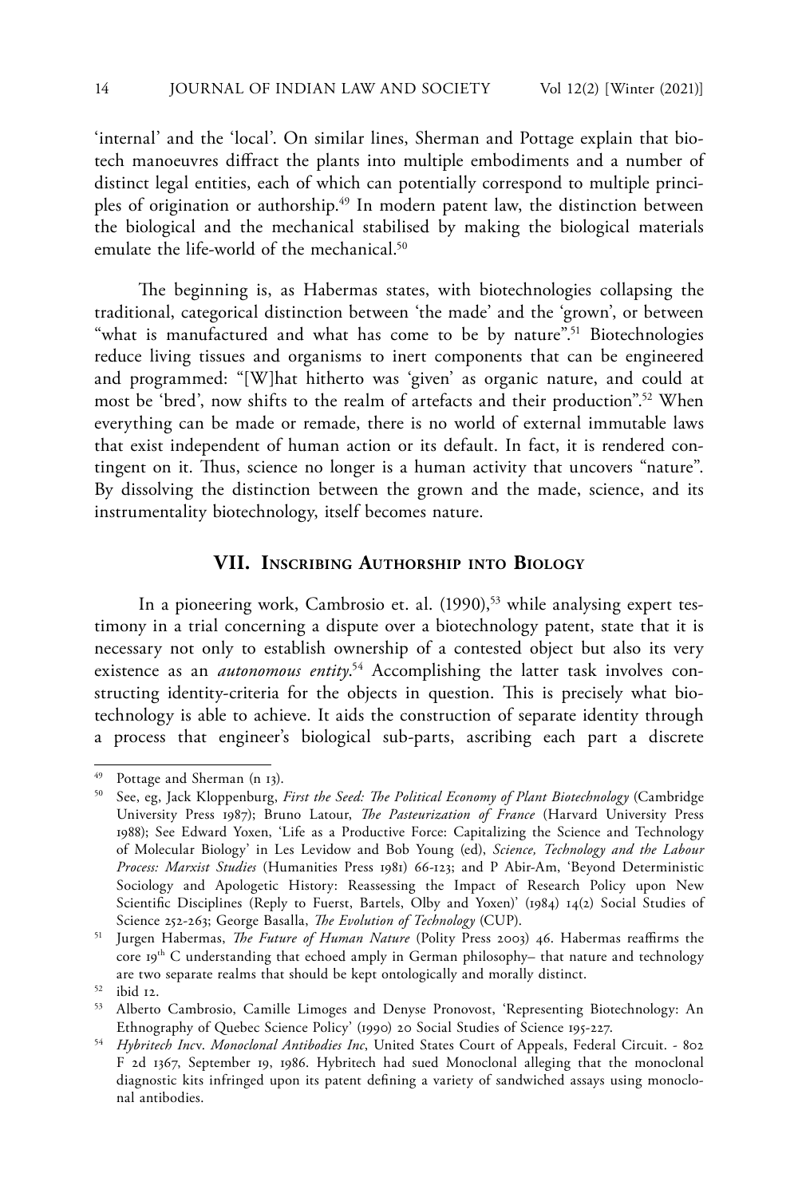'internal' and the 'local'. On similar lines, Sherman and Pottage explain that biotech manoeuvres diffract the plants into multiple embodiments and a number of distinct legal entities, each of which can potentially correspond to multiple principles of origination or authorship.[49] In modern patent law, the distinction between the biological and the mechanical stabilised by making the biological materials emulate the life-world of the mechanical.[50]

The beginning is, as Habermas states, with biotechnologies collapsing the traditional, categorical distinction between 'the made' and the 'grown', or between "what is manufactured and what has come to be by nature".[51] Biotechnologies reduce living tissues and organisms to inert components that can be engineered and programmed: "[W]hat hitherto was 'given' as organic nature, and could at most be 'bred', now shifts to the realm of artefacts and their production".[52] When everything can be made or remade, there is no world of external immutable laws that exist independent of human action or its default. In fact, it is rendered contingent on it. Thus, science no longer is a human activity that uncovers "nature". By dissolving the distinction between the grown and the made, science, and its instrumentality biotechnology, itself becomes nature.

## VII. Inscribing Authorship into Biology

In a pioneering work, Cambrosio et. al. (1990),[53] while analysing expert testimony in a trial concerning a dispute over a biotechnology patent, state that it is necessary not only to establish ownership of a contested object but also its very existence as an *autonomous entity*.[54] Accomplishing the latter task involves constructing identity-criteria for the objects in question. This is precisely what biotechnology is able to achieve. It aids the construction of separate identity through a process that engineer's biological sub-parts, ascribing each part a discrete

---

[49] Pottage and Sherman (n 13).

[50] See, eg, Jack Kloppenburg, *First the Seed: The Political Economy of Plant Biotechnology* (Cambridge University Press 1987); Bruno Latour, *The Pasteurization of France* (Harvard University Press 1988); See Edward Yoxen, 'Life as a Productive Force: Capitalizing the Science and Technology of Molecular Biology' in Les Levidow and Bob Young (ed), *Science, Technology and the Labour Process: Marxist Studies* (Humanities Press 1981) 66-123; and P Abir-Am, 'Beyond Deterministic Sociology and Apologetic History: Reassessing the Impact of Research Policy upon New Scientific Disciplines (Reply to Fuerst, Bartels, Olby and Yoxen)' (1984) 14(2) Social Studies of Science 252-263; George Basalla, *The Evolution of Technology* (CUP).

[51] Jurgen Habermas, *The Future of Human Nature* (Polity Press 2003) 46. Habermas reaffirms the core 19th C understanding that echoed amply in German philosophy– that nature and technology are two separate realms that should be kept ontologically and morally distinct.

[52] ibid 12.

[53] Alberto Cambrosio, Camille Limoges and Denyse Pronovost, 'Representing Biotechnology: An Ethnography of Quebec Science Policy' (1990) 20 Social Studies of Science 195-227.

[54] *Hybritech Inc*v. *Monoclonal Antibodies Inc*, United States Court of Appeals, Federal Circuit. - 802 F 2d 1367, September 19, 1986. Hybritech had sued Monoclonal alleging that the monoclonal diagnostic kits infringed upon its patent defining a variety of sandwiched assays using monoclonal antibodies.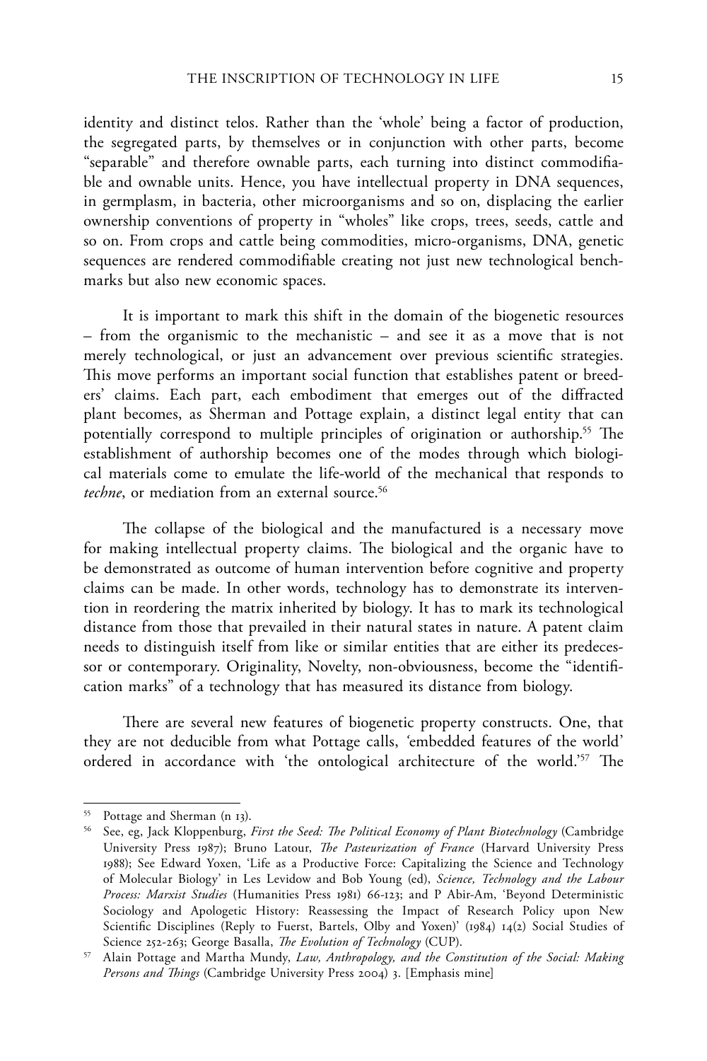identity and distinct telos. Rather than the 'whole' being a factor of production, the segregated parts, by themselves or in conjunction with other parts, become "separable" and therefore ownable parts, each turning into distinct commodifiable and ownable units. Hence, you have intellectual property in DNA sequences, in germplasm, in bacteria, other microorganisms and so on, displacing the earlier ownership conventions of property in "wholes" like crops, trees, seeds, cattle and so on. From crops and cattle being commodities, micro-organisms, DNA, genetic sequences are rendered commodifiable creating not just new technological benchmarks but also new economic spaces.

It is important to mark this shift in the domain of the biogenetic resources – from the organismic to the mechanistic – and see it as a move that is not merely technological, or just an advancement over previous scientific strategies. This move performs an important social function that establishes patent or breeders' claims. Each part, each embodiment that emerges out of the diffracted plant becomes, as Sherman and Pottage explain, a distinct legal entity that can potentially correspond to multiple principles of origination or authorship.[55] The establishment of authorship becomes one of the modes through which biological materials come to emulate the life-world of the mechanical that responds to *techne*, or mediation from an external source.[56]

The collapse of the biological and the manufactured is a necessary move for making intellectual property claims. The biological and the organic have to be demonstrated as outcome of human intervention before cognitive and property claims can be made. In other words, technology has to demonstrate its intervention in reordering the matrix inherited by biology. It has to mark its technological distance from those that prevailed in their natural states in nature. A patent claim needs to distinguish itself from like or similar entities that are either its predecessor or contemporary. Originality, Novelty, non-obviousness, become the "identification marks" of a technology that has measured its distance from biology.

There are several new features of biogenetic property constructs. One, that they are not deducible from what Pottage calls, 'embedded features of the world' ordered in accordance with 'the ontological architecture of the world.'[57] The

---

[55] Pottage and Sherman (n 13).

[56] See, eg, Jack Kloppenburg, *First the Seed: The Political Economy of Plant Biotechnology* (Cambridge University Press 1987); Bruno Latour, *The Pasteurization of France* (Harvard University Press 1988); See Edward Yoxen, 'Life as a Productive Force: Capitalizing the Science and Technology of Molecular Biology' in Les Levidow and Bob Young (ed), *Science, Technology and the Labour Process: Marxist Studies* (Humanities Press 1981) 66-123; and P Abir-Am, 'Beyond Deterministic Sociology and Apologetic History: Reassessing the Impact of Research Policy upon New Scientific Disciplines (Reply to Fuerst, Bartels, Olby and Yoxen)' (1984) 14(2) Social Studies of Science 252-263; George Basalla, *The Evolution of Technology* (CUP).

[57] Alain Pottage and Martha Mundy, *Law, Anthropology, and the Constitution of the Social: Making Persons and Things* (Cambridge University Press 2004) 3. [Emphasis mine]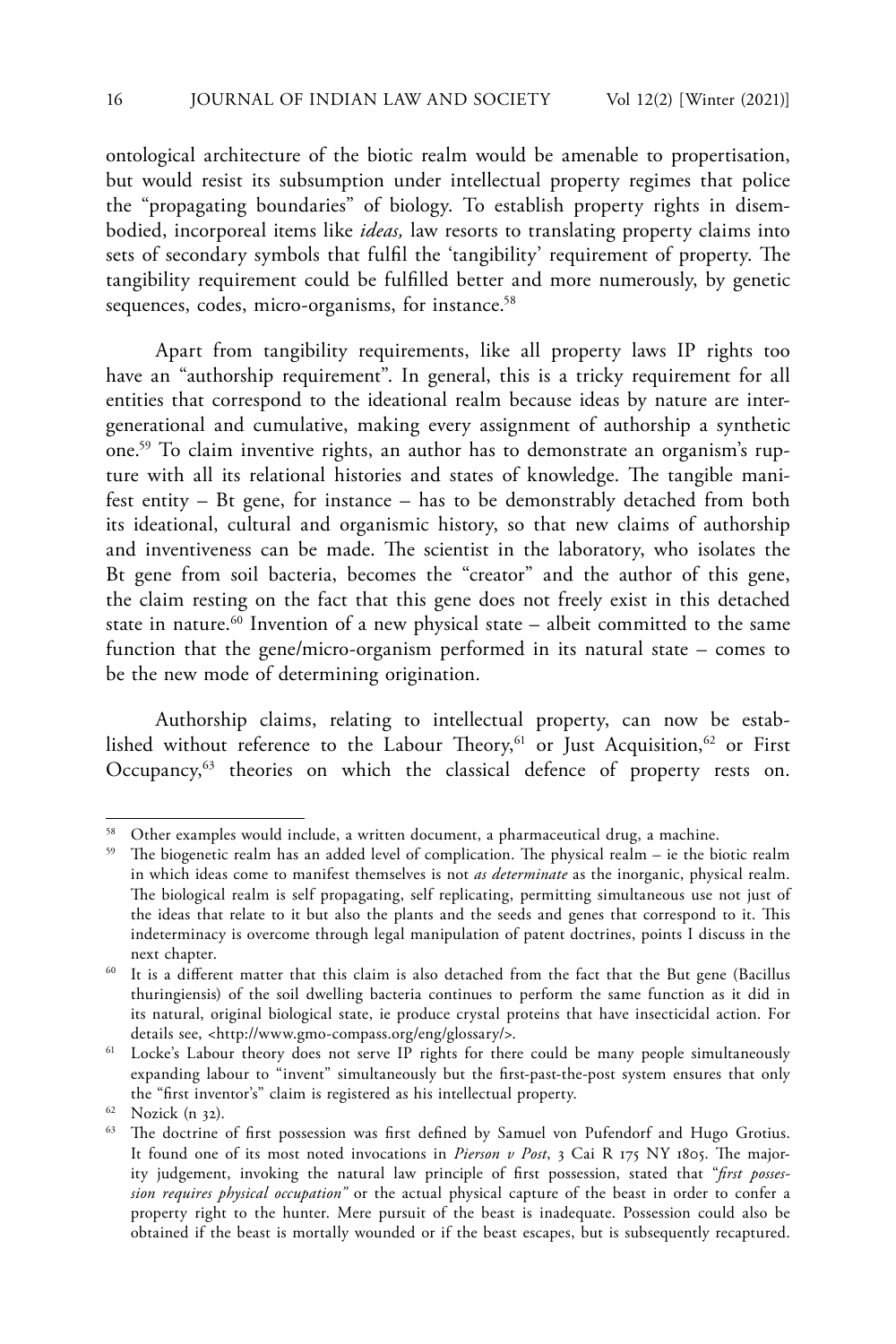ontological architecture of the biotic realm would be amenable to propertisation, but would resist its subsumption under intellectual property regimes that police the "propagating boundaries" of biology. To establish property rights in disembodied, incorporeal items like *ideas,* law resorts to translating property claims into sets of secondary symbols that fulfil the 'tangibility' requirement of property. The tangibility requirement could be fulfilled better and more numerously, by genetic sequences, codes, micro-organisms, for instance.[58]

Apart from tangibility requirements, like all property laws IP rights too have an "authorship requirement". In general, this is a tricky requirement for all entities that correspond to the ideational realm because ideas by nature are intergenerational and cumulative, making every assignment of authorship a synthetic one.[59] To claim inventive rights, an author has to demonstrate an organism's rupture with all its relational histories and states of knowledge. The tangible manifest entity – Bt gene, for instance – has to be demonstrably detached from both its ideational, cultural and organismic history, so that new claims of authorship and inventiveness can be made. The scientist in the laboratory, who isolates the Bt gene from soil bacteria, becomes the "creator" and the author of this gene, the claim resting on the fact that this gene does not freely exist in this detached state in nature.[60] Invention of a new physical state – albeit committed to the same function that the gene/micro-organism performed in its natural state – comes to be the new mode of determining origination.

Authorship claims, relating to intellectual property, can now be established without reference to the Labour Theory,[61] or Just Acquisition,[62] or First Occupancy,[63] theories on which the classical defence of property rests on.

---

[58] Other examples would include, a written document, a pharmaceutical drug, a machine.

[59] The biogenetic realm has an added level of complication. The physical realm – ie the biotic realm in which ideas come to manifest themselves is not *as determinate* as the inorganic, physical realm. The biological realm is self propagating, self replicating, permitting simultaneous use not just of the ideas that relate to it but also the plants and the seeds and genes that correspond to it. This indeterminacy is overcome through legal manipulation of patent doctrines, points I discuss in the next chapter.

[60] It is a different matter that this claim is also detached from the fact that the But gene (Bacillus thuringiensis) of the soil dwelling bacteria continues to perform the same function as it did in its natural, original biological state, ie produce crystal proteins that have insecticidal action. For details see, <http://www.gmo-compass.org/eng/glossary/>.

[61] Locke's Labour theory does not serve IP rights for there could be many people simultaneously expanding labour to "invent" simultaneously but the first-past-the-post system ensures that only the "first inventor's" claim is registered as his intellectual property.

[62] Nozick (n 32).

[63] The doctrine of first possession was first defined by Samuel von Pufendorf and Hugo Grotius. It found one of its most noted invocations in *Pierson v Post*, 3 Cai R 175 NY 1805. The majority judgement, invoking the natural law principle of first possession, stated that "*first possession requires physical occupation"* or the actual physical capture of the beast in order to confer a property right to the hunter. Mere pursuit of the beast is inadequate. Possession could also be obtained if the beast is mortally wounded or if the beast escapes, but is subsequently recaptured.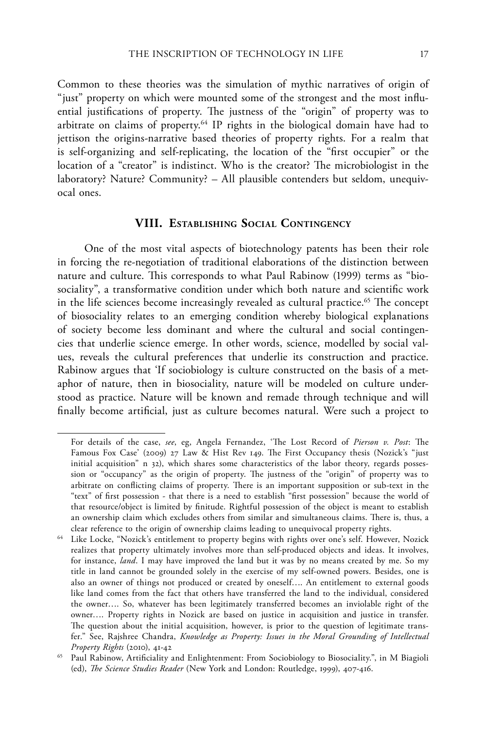Common to these theories was the simulation of mythic narratives of origin of "just" property on which were mounted some of the strongest and the most influential justifications of property. The justness of the "origin" of property was to arbitrate on claims of property.[64] IP rights in the biological domain have had to jettison the origins-narrative based theories of property rights. For a realm that is self-organizing and self-replicating, the location of the "first occupier" or the location of a "creator" is indistinct. Who is the creator? The microbiologist in the laboratory? Nature? Community? – All plausible contenders but seldom, unequivocal ones.

## VIII. Establishing Social Contingency

One of the most vital aspects of biotechnology patents has been their role in forcing the re-negotiation of traditional elaborations of the distinction between nature and culture. This corresponds to what Paul Rabinow (1999) terms as "biosociality", a transformative condition under which both nature and scientific work in the life sciences become increasingly revealed as cultural practice.[65] The concept of biosociality relates to an emerging condition whereby biological explanations of society become less dominant and where the cultural and social contingencies that underlie science emerge. In other words, science, modelled by social values, reveals the cultural preferences that underlie its construction and practice. Rabinow argues that 'If sociobiology is culture constructed on the basis of a metaphor of nature, then in biosociality, nature will be modeled on culture understood as practice. Nature will be known and remade through technique and will finally become artificial, just as culture becomes natural. Were such a project to

---

For details of the case, *see*, eg, Angela Fernandez, 'The Lost Record of *Pierson v. Post*: The Famous Fox Case' (2009) 27 Law & Hist Rev 149. The First Occupancy thesis (Nozick's "just initial acquisition" n 32), which shares some characteristics of the labor theory, regards possession or "occupancy" as the origin of property. The justness of the "origin" of property was to arbitrate on conflicting claims of property. There is an important supposition or sub-text in the "text" of first possession - that there is a need to establish "first possession" because the world of that resource/object is limited by finitude. Rightful possession of the object is meant to establish an ownership claim which excludes others from similar and simultaneous claims. There is, thus, a clear reference to the origin of ownership claims leading to unequivocal property rights.

[64] Like Locke, "Nozick's entitlement to property begins with rights over one's self. However, Nozick realizes that property ultimately involves more than self-produced objects and ideas. It involves, for instance, *land*. I may have improved the land but it was by no means created by me. So my title in land cannot be grounded solely in the exercise of my self-owned powers. Besides, one is also an owner of things not produced or created by oneself…. An entitlement to external goods like land comes from the fact that others have transferred the land to the individual, considered the owner…. So, whatever has been legitimately transferred becomes an inviolable right of the owner…. Property rights in Nozick are based on justice in acquisition and justice in transfer. The question about the initial acquisition, however, is prior to the question of legitimate transfer." See, Rajshree Chandra, *Knowledge as Property: Issues in the Moral Grounding of Intellectual Property Rights* (2010), 41-42

[65] Paul Rabinow, Artificiality and Enlightenment: From Sociobiology to Biosociality.", in M Biagioli (ed), *The Science Studies Reader* (New York and London: Routledge, 1999), 407-416.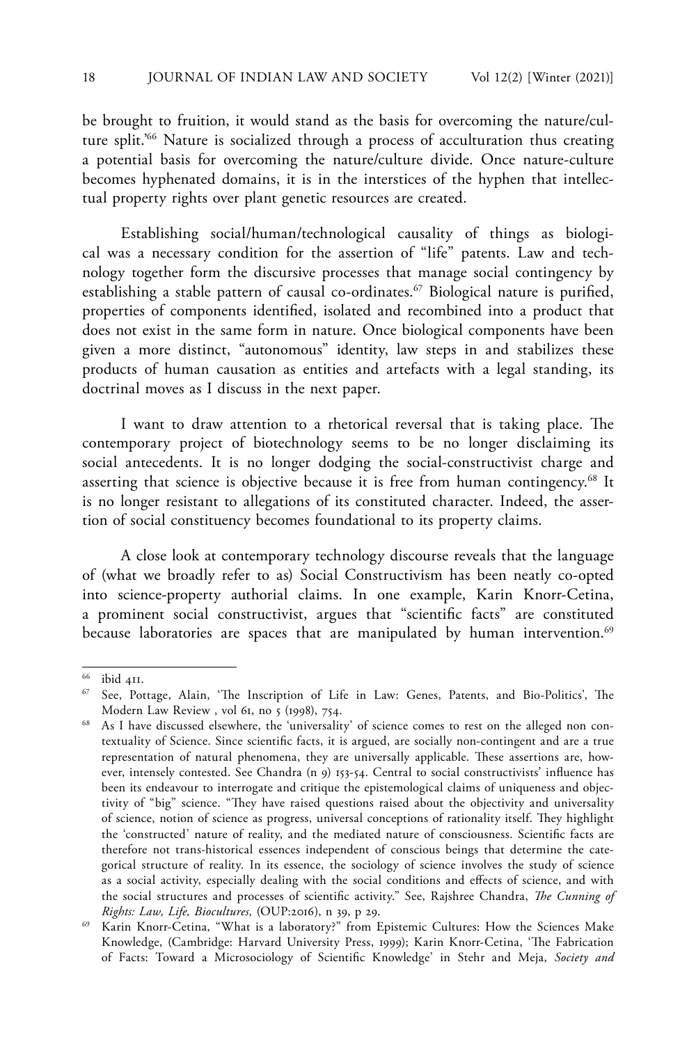be brought to fruition, it would stand as the basis for overcoming the nature/culture split.'[66] Nature is socialized through a process of acculturation thus creating a potential basis for overcoming the nature/culture divide. Once nature-culture becomes hyphenated domains, it is in the interstices of the hyphen that intellectual property rights over plant genetic resources are created.

Establishing social/human/technological causality of things as biological was a necessary condition for the assertion of "life" patents. Law and technology together form the discursive processes that manage social contingency by establishing a stable pattern of causal co-ordinates.[67] Biological nature is purified, properties of components identified, isolated and recombined into a product that does not exist in the same form in nature. Once biological components have been given a more distinct, "autonomous" identity, law steps in and stabilizes these products of human causation as entities and artefacts with a legal standing, its doctrinal moves as I discuss in the next paper.

I want to draw attention to a rhetorical reversal that is taking place. The contemporary project of biotechnology seems to be no longer disclaiming its social antecedents. It is no longer dodging the social-constructivist charge and asserting that science is objective because it is free from human contingency.[68] It is no longer resistant to allegations of its constituted character. Indeed, the assertion of social constituency becomes foundational to its property claims.

A close look at contemporary technology discourse reveals that the language of (what we broadly refer to as) Social Constructivism has been neatly co-opted into science-property authorial claims. In one example, Karin Knorr-Cetina, a prominent social constructivist, argues that "scientific facts" are constituted because laboratories are spaces that are manipulated by human intervention.[69]

---

[66] ibid 411.

[67] See, Pottage, Alain, 'The Inscription of Life in Law: Genes, Patents, and Bio-Politics', The Modern Law Review , vol 61, no 5 (1998), 754.

[68] As I have discussed elsewhere, the 'universality' of science comes to rest on the alleged non contextuality of Science. Since scientific facts, it is argued, are socially non-contingent and are a true representation of natural phenomena, they are universally applicable. These assertions are, however, intensely contested. See Chandra (n 9) 153-54. Central to social constructivists' influence has been its endeavour to interrogate and critique the epistemological claims of uniqueness and objectivity of "big" science. "They have raised questions raised about the objectivity and universality of science, notion of science as progress, universal conceptions of rationality itself. They highlight the 'constructed' nature of reality, and the mediated nature of consciousness. Scientific facts are therefore not trans-historical essences independent of conscious beings that determine the categorical structure of reality. In its essence, the sociology of science involves the study of science as a social activity, especially dealing with the social conditions and effects of science, and with the social structures and processes of scientific activity." See, Rajshree Chandra, *The Cunning of Rights: Law, Life, Biocultures,* (OUP:2016), n 39, p 29.

[69] Karin Knorr-Cetina, "What is a laboratory?" from Epistemic Cultures: How the Sciences Make Knowledge, (Cambridge: Harvard University Press, 1999); Karin Knorr-Cetina, 'The Fabrication of Facts: Toward a Microsociology of Scientific Knowledge' in Stehr and Meja, *Society and*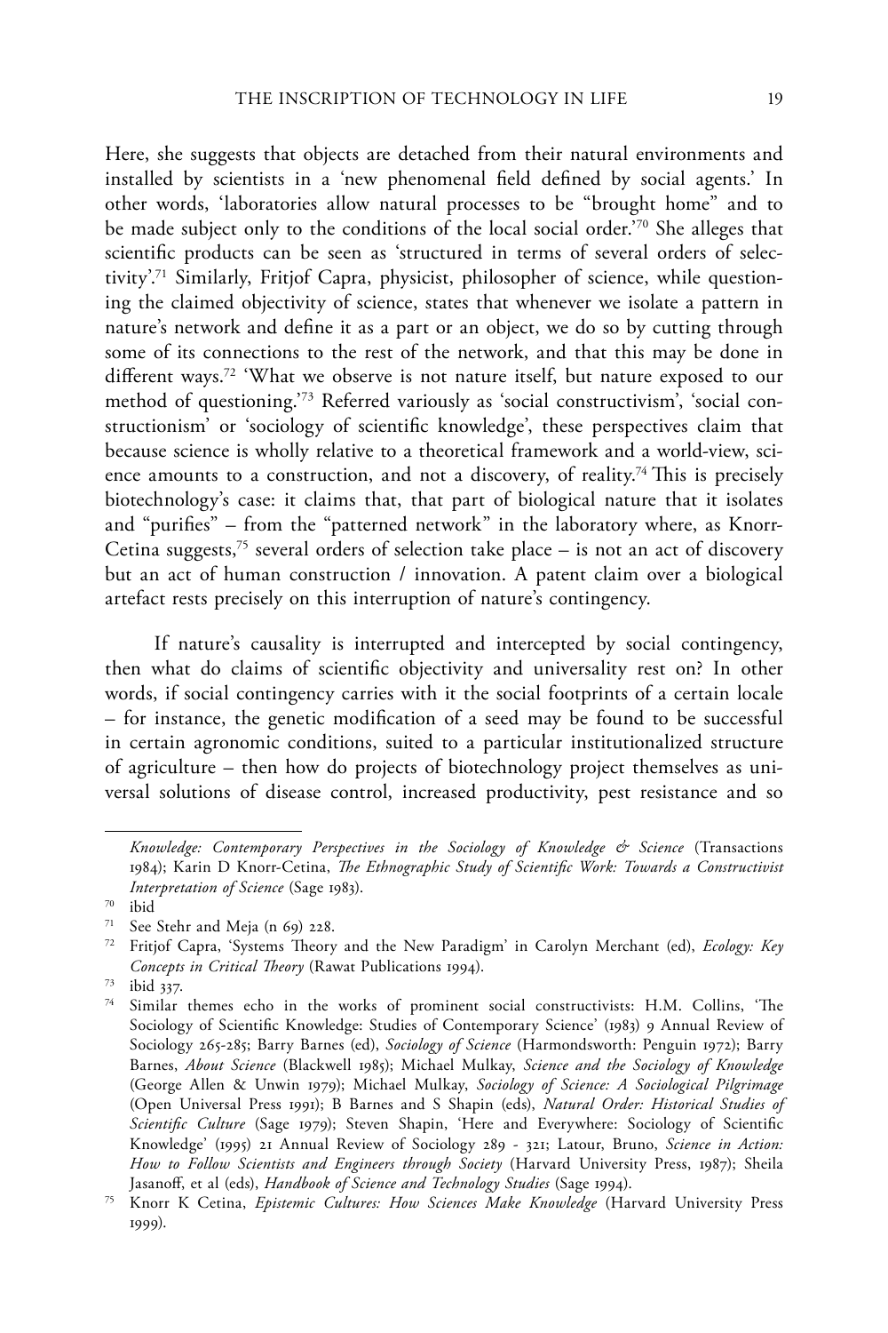Here, she suggests that objects are detached from their natural environments and installed by scientists in a 'new phenomenal field defined by social agents.' In other words, 'laboratories allow natural processes to be "brought home" and to be made subject only to the conditions of the local social order.'[70] She alleges that scientific products can be seen as 'structured in terms of several orders of selectivity'.[71] Similarly, Fritjof Capra, physicist, philosopher of science, while questioning the claimed objectivity of science, states that whenever we isolate a pattern in nature's network and define it as a part or an object, we do so by cutting through some of its connections to the rest of the network, and that this may be done in different ways.[72] 'What we observe is not nature itself, but nature exposed to our method of questioning.'[73] Referred variously as 'social constructivism', 'social constructionism' or 'sociology of scientific knowledge', these perspectives claim that because science is wholly relative to a theoretical framework and a world-view, science amounts to a construction, and not a discovery, of reality.[74] This is precisely biotechnology's case: it claims that, that part of biological nature that it isolates and "purifies" – from the "patterned network" in the laboratory where, as Knorr-Cetina suggests,[75] several orders of selection take place – is not an act of discovery but an act of human construction / innovation. A patent claim over a biological artefact rests precisely on this interruption of nature's contingency.

If nature's causality is interrupted and intercepted by social contingency, then what do claims of scientific objectivity and universality rest on? In other words, if social contingency carries with it the social footprints of a certain locale – for instance, the genetic modification of a seed may be found to be successful in certain agronomic conditions, suited to a particular institutionalized structure of agriculture – then how do projects of biotechnology project themselves as universal solutions of disease control, increased productivity, pest resistance and so

---

*Knowledge: Contemporary Perspectives in the Sociology of Knowledge & Science* (Transactions 1984); Karin D Knorr-Cetina, *The Ethnographic Study of Scientific Work: Towards a Constructivist Interpretation of Science* (Sage 1983).

[70] ibid

[71] See Stehr and Meja (n 69) 228.

[72] Fritjof Capra, 'Systems Theory and the New Paradigm' in Carolyn Merchant (ed), *Ecology: Key Concepts in Critical Theory* (Rawat Publications 1994).

[73] ibid 337.

[74] Similar themes echo in the works of prominent social constructivists: H.M. Collins, 'The Sociology of Scientific Knowledge: Studies of Contemporary Science' (1983) 9 Annual Review of Sociology 265-285; Barry Barnes (ed), *Sociology of Science* (Harmondsworth: Penguin 1972); Barry Barnes, *About Science* (Blackwell 1985); Michael Mulkay, *Science and the Sociology of Knowledge* (George Allen & Unwin 1979); Michael Mulkay, *Sociology of Science: A Sociological Pilgrimage* (Open Universal Press 1991); B Barnes and S Shapin (eds), *Natural Order: Historical Studies of Scientific Culture* (Sage 1979); Steven Shapin, 'Here and Everywhere: Sociology of Scientific Knowledge' (1995) 21 Annual Review of Sociology 289 - 321; Latour, Bruno, *Science in Action: How to Follow Scientists and Engineers through Society* (Harvard University Press, 1987); Sheila Jasanoff, et al (eds), *Handbook of Science and Technology Studies* (Sage 1994).

[75] Knorr K Cetina, *Epistemic Cultures: How Sciences Make Knowledge* (Harvard University Press 1999).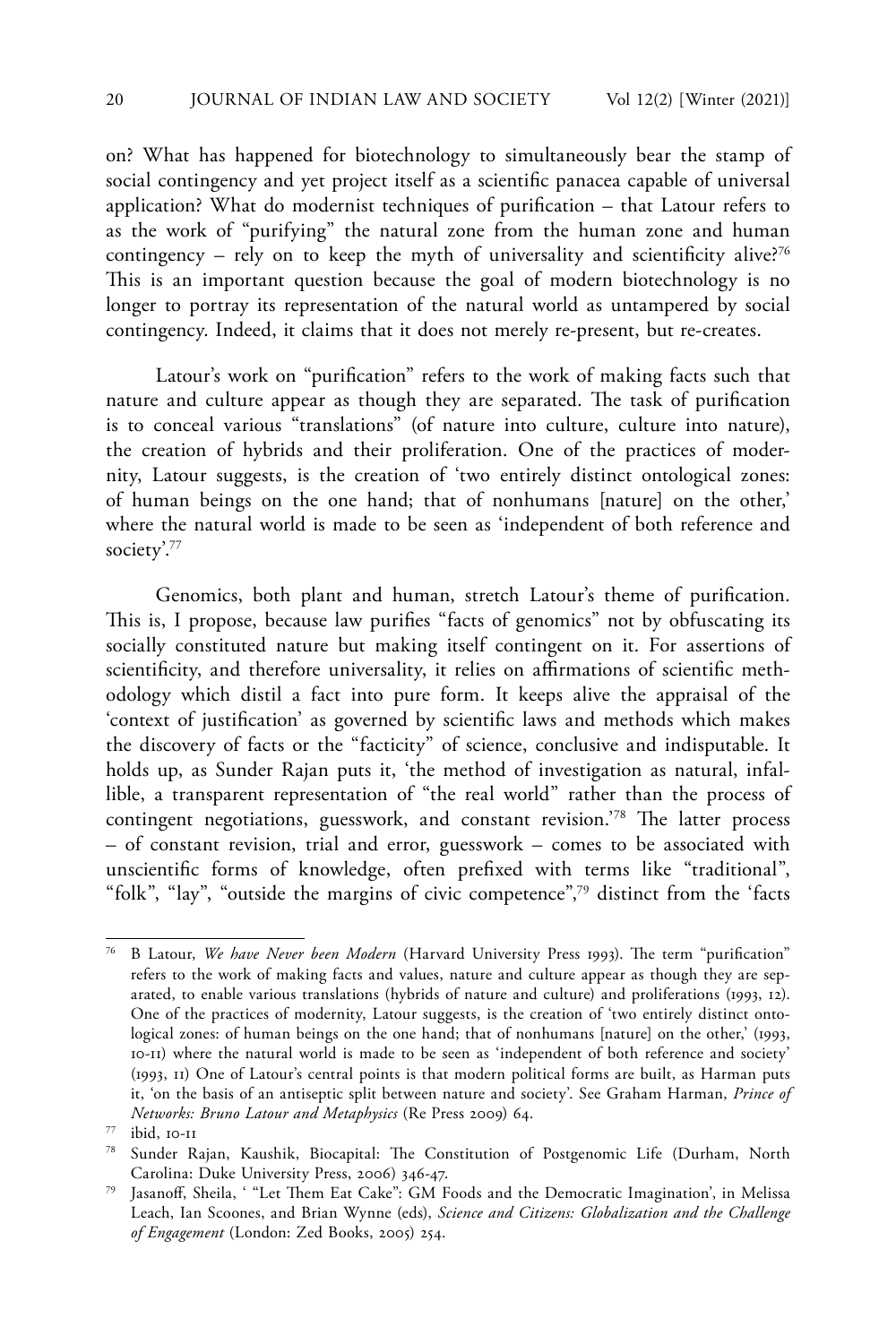on? What has happened for biotechnology to simultaneously bear the stamp of social contingency and yet project itself as a scientific panacea capable of universal application? What do modernist techniques of purification – that Latour refers to as the work of "purifying" the natural zone from the human zone and human contingency – rely on to keep the myth of universality and scientificity alive?[76] This is an important question because the goal of modern biotechnology is no longer to portray its representation of the natural world as untampered by social contingency. Indeed, it claims that it does not merely re-present, but re-creates.

Latour's work on "purification" refers to the work of making facts such that nature and culture appear as though they are separated. The task of purification is to conceal various "translations" (of nature into culture, culture into nature), the creation of hybrids and their proliferation. One of the practices of modernity, Latour suggests, is the creation of 'two entirely distinct ontological zones: of human beings on the one hand; that of nonhumans [nature] on the other,' where the natural world is made to be seen as 'independent of both reference and society'.[77]

Genomics, both plant and human, stretch Latour's theme of purification. This is, I propose, because law purifies "facts of genomics" not by obfuscating its socially constituted nature but making itself contingent on it. For assertions of scientificity, and therefore universality, it relies on affirmations of scientific methodology which distil a fact into pure form. It keeps alive the appraisal of the 'context of justification' as governed by scientific laws and methods which makes the discovery of facts or the "facticity" of science, conclusive and indisputable. It holds up, as Sunder Rajan puts it, 'the method of investigation as natural, infallible, a transparent representation of "the real world" rather than the process of contingent negotiations, guesswork, and constant revision.'[78] The latter process – of constant revision, trial and error, guesswork – comes to be associated with unscientific forms of knowledge, often prefixed with terms like "traditional", "folk", "lay", "outside the margins of civic competence",[79] distinct from the 'facts

---

[76] B Latour, *We have Never been Modern* (Harvard University Press 1993). The term "purification" refers to the work of making facts and values, nature and culture appear as though they are separated, to enable various translations (hybrids of nature and culture) and proliferations (1993, 12). One of the practices of modernity, Latour suggests, is the creation of 'two entirely distinct ontological zones: of human beings on the one hand; that of nonhumans [nature] on the other,' (1993, 10-11) where the natural world is made to be seen as 'independent of both reference and society' (1993, 11) One of Latour's central points is that modern political forms are built, as Harman puts it, 'on the basis of an antiseptic split between nature and society'. See Graham Harman, *Prince of Networks: Bruno Latour and Metaphysics* (Re Press 2009) 64.

[77] ibid, 10-11

[78] Sunder Rajan, Kaushik, Biocapital: The Constitution of Postgenomic Life (Durham, North Carolina: Duke University Press, 2006) 346-47.

[79] Jasanoff, Sheila, ' "Let Them Eat Cake": GM Foods and the Democratic Imagination', in Melissa Leach, Ian Scoones, and Brian Wynne (eds), *Science and Citizens: Globalization and the Challenge of Engagement* (London: Zed Books, 2005) 254.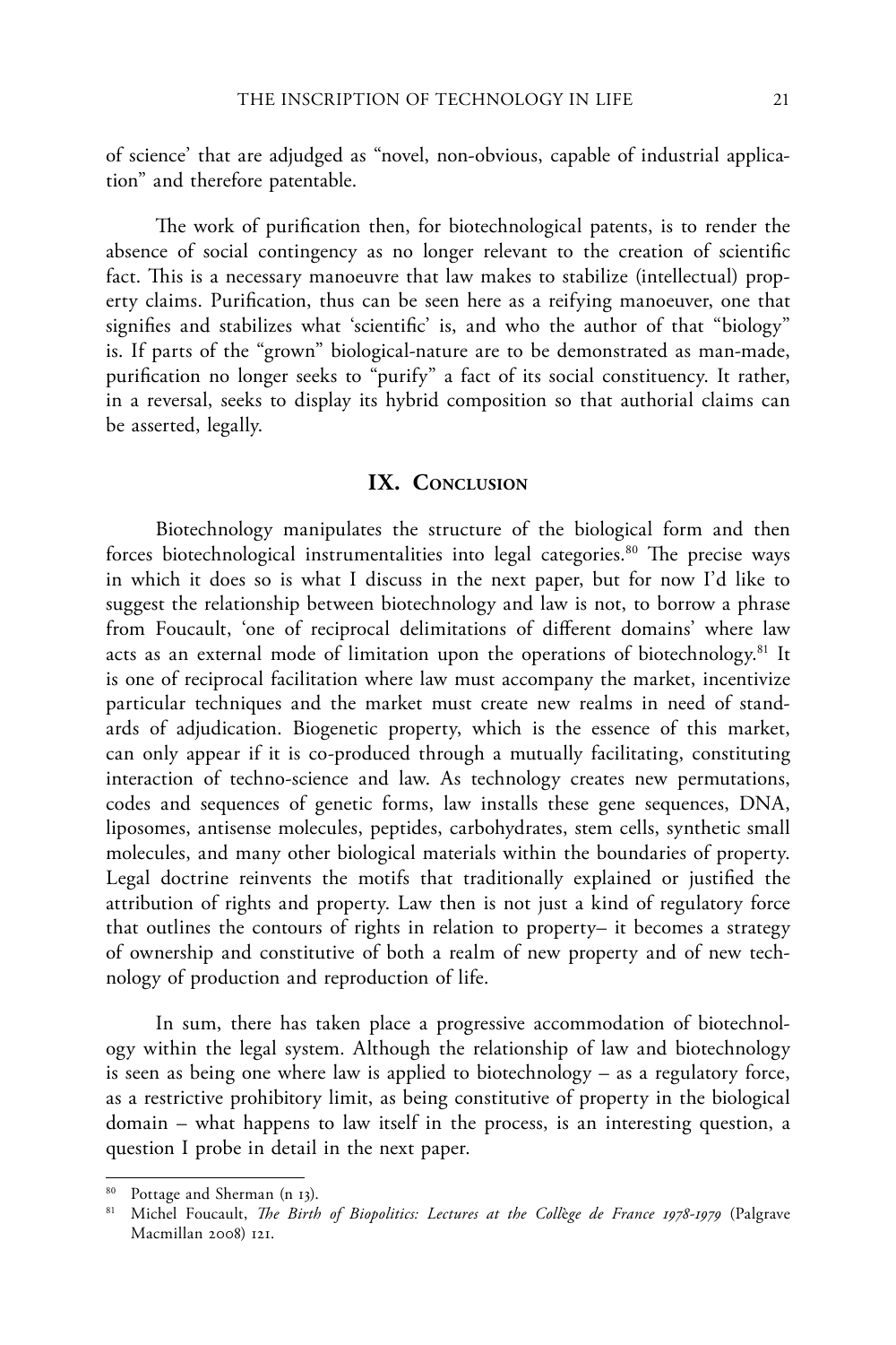of science' that are adjudged as "novel, non-obvious, capable of industrial application" and therefore patentable.

The work of purification then, for biotechnological patents, is to render the absence of social contingency as no longer relevant to the creation of scientific fact. This is a necessary manoeuvre that law makes to stabilize (intellectual) property claims. Purification, thus can be seen here as a reifying manoeuver, one that signifies and stabilizes what 'scientific' is, and who the author of that "biology" is. If parts of the "grown" biological-nature are to be demonstrated as man-made, purification no longer seeks to "purify" a fact of its social constituency. It rather, in a reversal, seeks to display its hybrid composition so that authorial claims can be asserted, legally.

## IX. Conclusion

Biotechnology manipulates the structure of the biological form and then forces biotechnological instrumentalities into legal categories.[80] The precise ways in which it does so is what I discuss in the next paper, but for now I'd like to suggest the relationship between biotechnology and law is not, to borrow a phrase from Foucault, 'one of reciprocal delimitations of different domains' where law acts as an external mode of limitation upon the operations of biotechnology.[81] It is one of reciprocal facilitation where law must accompany the market, incentivize particular techniques and the market must create new realms in need of standards of adjudication. Biogenetic property, which is the essence of this market, can only appear if it is co-produced through a mutually facilitating, constituting interaction of techno-science and law. As technology creates new permutations, codes and sequences of genetic forms, law installs these gene sequences, DNA, liposomes, antisense molecules, peptides, carbohydrates, stem cells, synthetic small molecules, and many other biological materials within the boundaries of property. Legal doctrine reinvents the motifs that traditionally explained or justified the attribution of rights and property. Law then is not just a kind of regulatory force that outlines the contours of rights in relation to property– it becomes a strategy of ownership and constitutive of both a realm of new property and of new technology of production and reproduction of life.

In sum, there has taken place a progressive accommodation of biotechnology within the legal system. Although the relationship of law and biotechnology is seen as being one where law is applied to biotechnology – as a regulatory force, as a restrictive prohibitory limit, as being constitutive of property in the biological domain – what happens to law itself in the process, is an interesting question, a question I probe in detail in the next paper.

---

[80] Pottage and Sherman (n 13).

[81] Michel Foucault, *The Birth of Biopolitics: Lectures at the Collège de France 1978-1979* (Palgrave Macmillan 2008) 121.